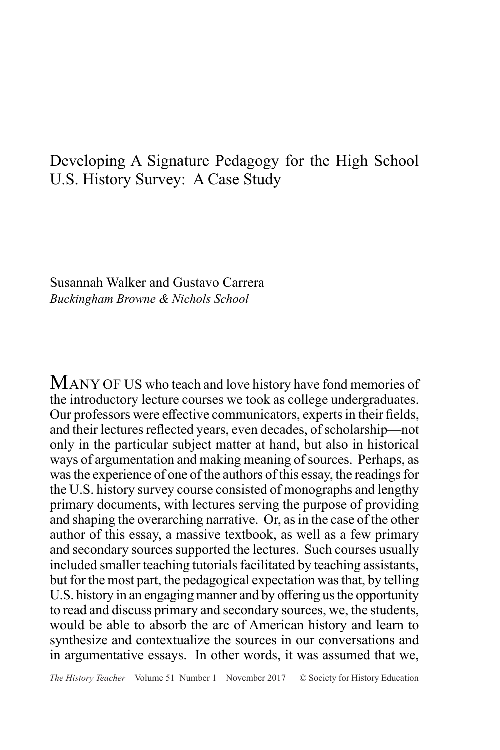# Developing A Signature Pedagogy for the High School U.S. History Survey: A Case Study

Susannah Walker and Gustavo Carrera
*Buckingham Browne & Nichols School*

MANY OF US who teach and love history have fond memories of the introductory lecture courses we took as college undergraduates. Our professors were effective communicators, experts in their fields, and their lectures reflected years, even decades, of scholarship—not only in the particular subject matter at hand, but also in historical ways of argumentation and making meaning of sources. Perhaps, as was the experience of one of the authors of this essay, the readings for the U.S. history survey course consisted of monographs and lengthy primary documents, with lectures serving the purpose of providing and shaping the overarching narrative. Or, as in the case of the other author of this essay, a massive textbook, as well as a few primary and secondary sources supported the lectures. Such courses usually included smaller teaching tutorials facilitated by teaching assistants, but for the most part, the pedagogical expectation was that, by telling U.S. history in an engaging manner and by offering us the opportunity to read and discuss primary and secondary sources, we, the students, would be able to absorb the arc of American history and learn to synthesize and contextualize the sources in our conversations and in argumentative essays. In other words, it was assumed that we,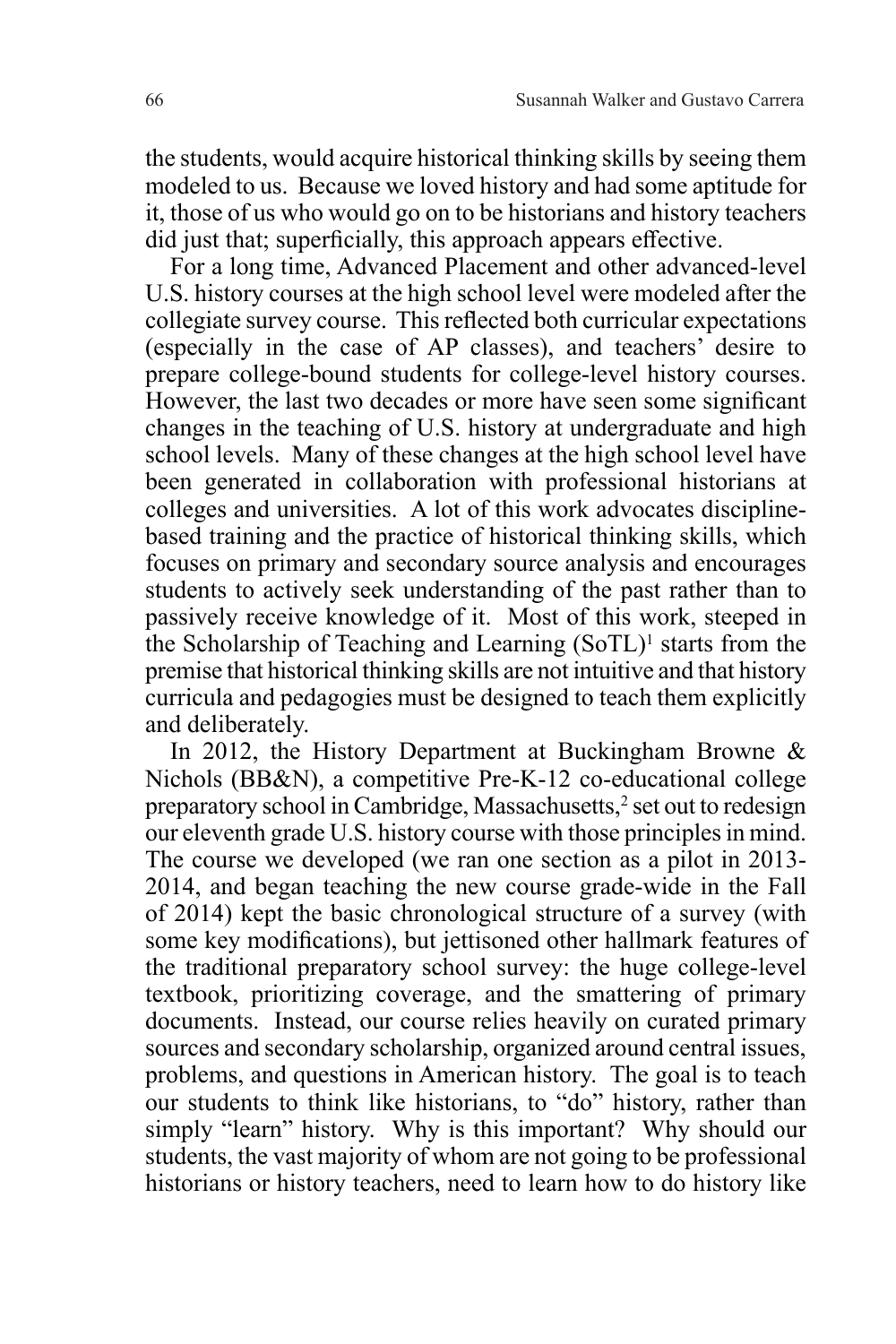the students, would acquire historical thinking skills by seeing them modeled to us. Because we loved history and had some aptitude for it, those of us who would go on to be historians and history teachers did just that; superficially, this approach appears effective.

For a long time, Advanced Placement and other advanced-level U.S. history courses at the high school level were modeled after the collegiate survey course. This reflected both curricular expectations (especially in the case of AP classes), and teachers' desire to prepare college-bound students for college-level history courses. However, the last two decades or more have seen some significant changes in the teaching of U.S. history at undergraduate and high school levels. Many of these changes at the high school level have been generated in collaboration with professional historians at colleges and universities. A lot of this work advocates discipline-based training and the practice of historical thinking skills, which focuses on primary and secondary source analysis and encourages students to actively seek understanding of the past rather than to passively receive knowledge of it. Most of this work, steeped in the Scholarship of Teaching and Learning (SoTL)[1] starts from the premise that historical thinking skills are not intuitive and that history curricula and pedagogies must be designed to teach them explicitly and deliberately.

In 2012, the History Department at Buckingham Browne & Nichols (BB&N), a competitive Pre-K-12 co-educational college preparatory school in Cambridge, Massachusetts,[2] set out to redesign our eleventh grade U.S. history course with those principles in mind. The course we developed (we ran one section as a pilot in 2013-2014, and began teaching the new course grade-wide in the Fall of 2014) kept the basic chronological structure of a survey (with some key modifications), but jettisoned other hallmark features of the traditional preparatory school survey: the huge college-level textbook, prioritizing coverage, and the smattering of primary documents. Instead, our course relies heavily on curated primary sources and secondary scholarship, organized around central issues, problems, and questions in American history. The goal is to teach our students to think like historians, to "do" history, rather than simply "learn" history. Why is this important? Why should our students, the vast majority of whom are not going to be professional historians or history teachers, need to learn how to do history like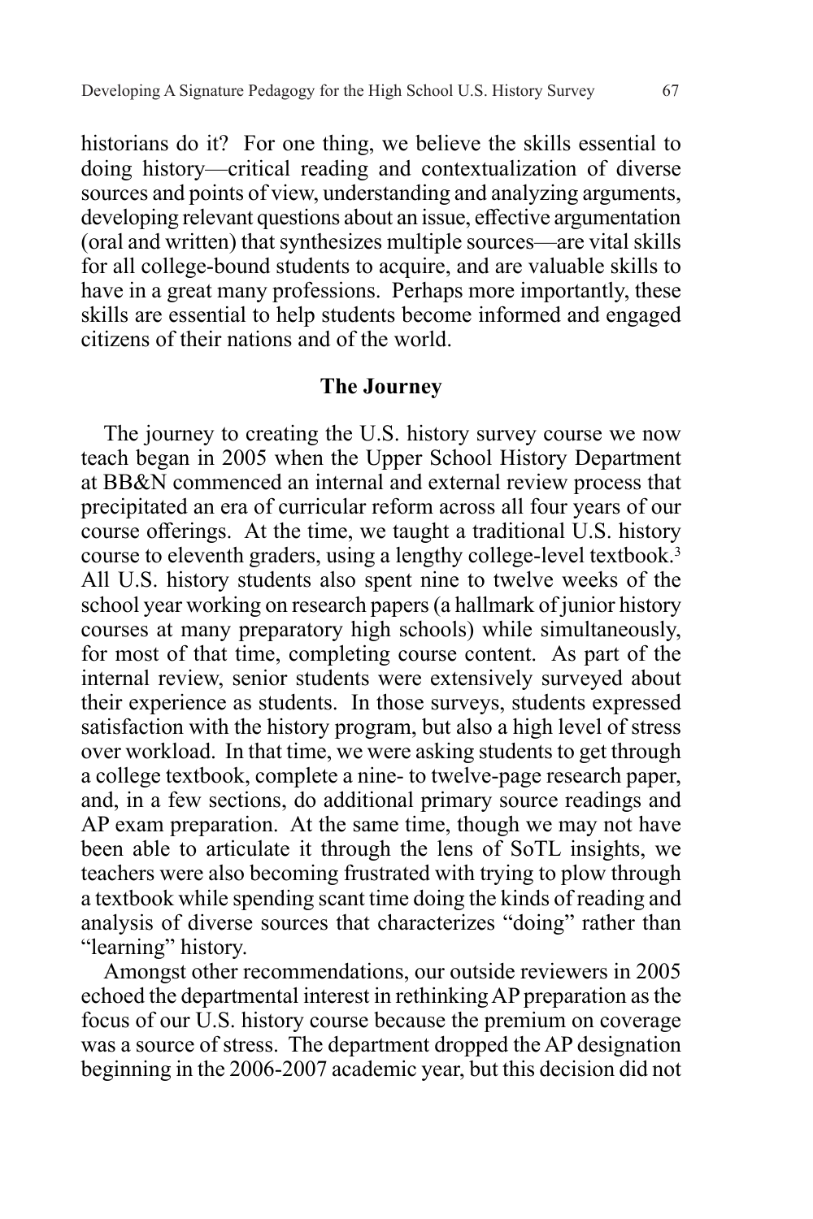historians do it? For one thing, we believe the skills essential to doing history—critical reading and contextualization of diverse sources and points of view, understanding and analyzing arguments, developing relevant questions about an issue, effective argumentation (oral and written) that synthesizes multiple sources—are vital skills for all college-bound students to acquire, and are valuable skills to have in a great many professions. Perhaps more importantly, these skills are essential to help students become informed and engaged citizens of their nations and of the world.

## The Journey

The journey to creating the U.S. history survey course we now teach began in 2005 when the Upper School History Department at BB&N commenced an internal and external review process that precipitated an era of curricular reform across all four years of our course offerings. At the time, we taught a traditional U.S. history course to eleventh graders, using a lengthy college-level textbook.[3] All U.S. history students also spent nine to twelve weeks of the school year working on research papers (a hallmark of junior history courses at many preparatory high schools) while simultaneously, for most of that time, completing course content. As part of the internal review, senior students were extensively surveyed about their experience as students. In those surveys, students expressed satisfaction with the history program, but also a high level of stress over workload. In that time, we were asking students to get through a college textbook, complete a nine- to twelve-page research paper, and, in a few sections, do additional primary source readings and AP exam preparation. At the same time, though we may not have been able to articulate it through the lens of SoTL insights, we teachers were also becoming frustrated with trying to plow through a textbook while spending scant time doing the kinds of reading and analysis of diverse sources that characterizes "doing" rather than "learning" history.

Amongst other recommendations, our outside reviewers in 2005 echoed the departmental interest in rethinking AP preparation as the focus of our U.S. history course because the premium on coverage was a source of stress. The department dropped the AP designation beginning in the 2006-2007 academic year, but this decision did not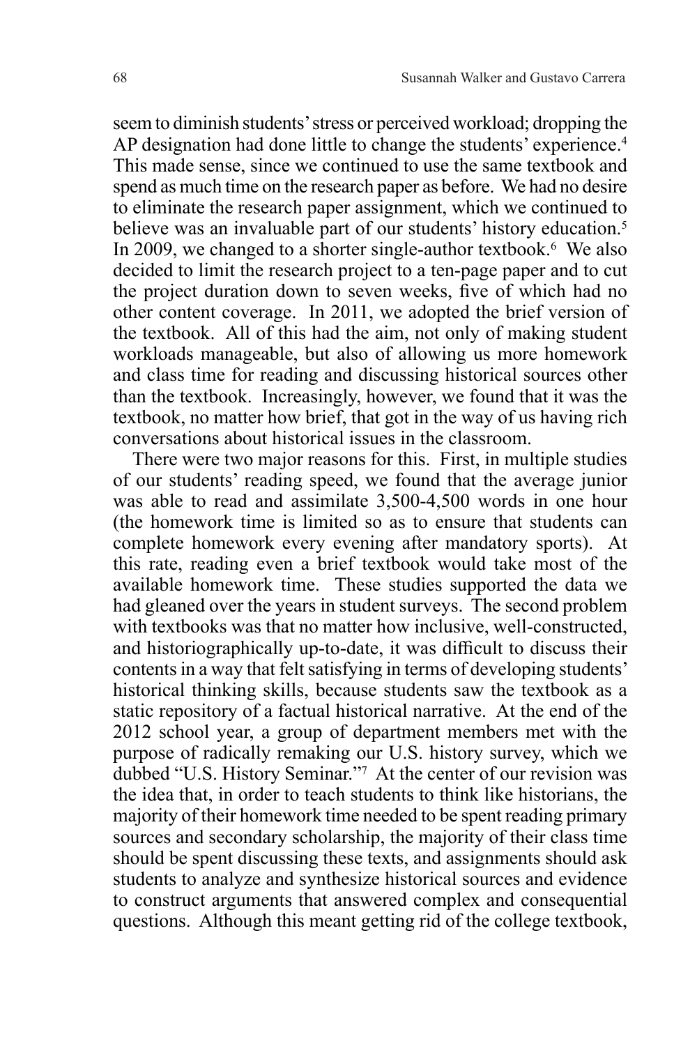seem to diminish students' stress or perceived workload; dropping the AP designation had done little to change the students' experience.[4] This made sense, since we continued to use the same textbook and spend as much time on the research paper as before. We had no desire to eliminate the research paper assignment, which we continued to believe was an invaluable part of our students' history education.[5] In 2009, we changed to a shorter single-author textbook.[6] We also decided to limit the research project to a ten-page paper and to cut the project duration down to seven weeks, five of which had no other content coverage. In 2011, we adopted the brief version of the textbook. All of this had the aim, not only of making student workloads manageable, but also of allowing us more homework and class time for reading and discussing historical sources other than the textbook. Increasingly, however, we found that it was the textbook, no matter how brief, that got in the way of us having rich conversations about historical issues in the classroom.

There were two major reasons for this. First, in multiple studies of our students' reading speed, we found that the average junior was able to read and assimilate 3,500-4,500 words in one hour (the homework time is limited so as to ensure that students can complete homework every evening after mandatory sports). At this rate, reading even a brief textbook would take most of the available homework time. These studies supported the data we had gleaned over the years in student surveys. The second problem with textbooks was that no matter how inclusive, well-constructed, and historiographically up-to-date, it was difficult to discuss their contents in a way that felt satisfying in terms of developing students' historical thinking skills, because students saw the textbook as a static repository of a factual historical narrative. At the end of the 2012 school year, a group of department members met with the purpose of radically remaking our U.S. history survey, which we dubbed "U.S. History Seminar."[7] At the center of our revision was the idea that, in order to teach students to think like historians, the majority of their homework time needed to be spent reading primary sources and secondary scholarship, the majority of their class time should be spent discussing these texts, and assignments should ask students to analyze and synthesize historical sources and evidence to construct arguments that answered complex and consequential questions. Although this meant getting rid of the college textbook,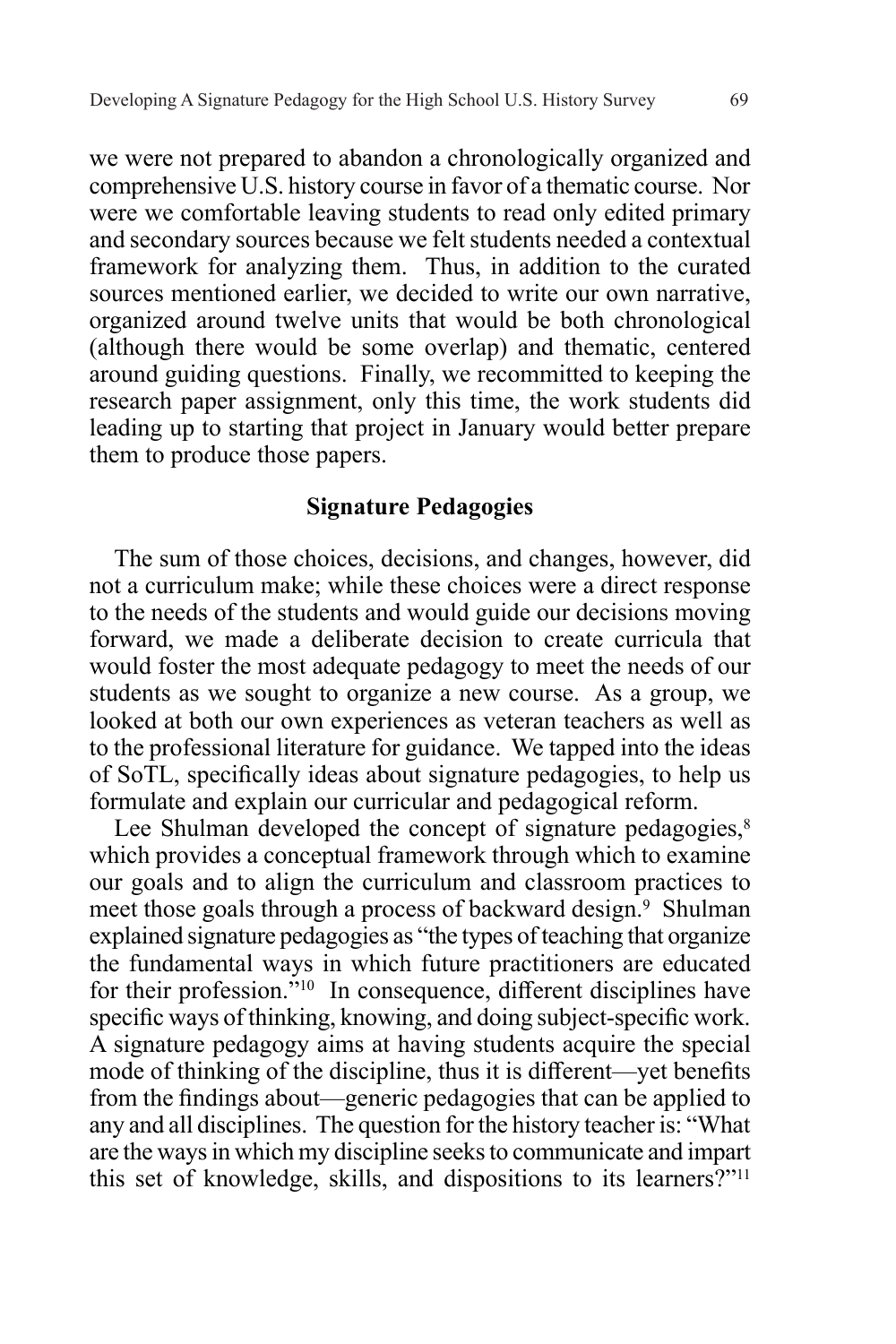we were not prepared to abandon a chronologically organized and comprehensive U.S. history course in favor of a thematic course. Nor were we comfortable leaving students to read only edited primary and secondary sources because we felt students needed a contextual framework for analyzing them. Thus, in addition to the curated sources mentioned earlier, we decided to write our own narrative, organized around twelve units that would be both chronological (although there would be some overlap) and thematic, centered around guiding questions. Finally, we recommitted to keeping the research paper assignment, only this time, the work students did leading up to starting that project in January would better prepare them to produce those papers.

## Signature Pedagogies

The sum of those choices, decisions, and changes, however, did not a curriculum make; while these choices were a direct response to the needs of the students and would guide our decisions moving forward, we made a deliberate decision to create curricula that would foster the most adequate pedagogy to meet the needs of our students as we sought to organize a new course. As a group, we looked at both our own experiences as veteran teachers as well as to the professional literature for guidance. We tapped into the ideas of SoTL, specifically ideas about signature pedagogies, to help us formulate and explain our curricular and pedagogical reform.

Lee Shulman developed the concept of signature pedagogies,[8] which provides a conceptual framework through which to examine our goals and to align the curriculum and classroom practices to meet those goals through a process of backward design.[9] Shulman explained signature pedagogies as "the types of teaching that organize the fundamental ways in which future practitioners are educated for their profession."[10] In consequence, different disciplines have specific ways of thinking, knowing, and doing subject-specific work. A signature pedagogy aims at having students acquire the special mode of thinking of the discipline, thus it is different—yet benefits from the findings about—generic pedagogies that can be applied to any and all disciplines. The question for the history teacher is: "What are the ways in which my discipline seeks to communicate and impart this set of knowledge, skills, and dispositions to its learners?"[11]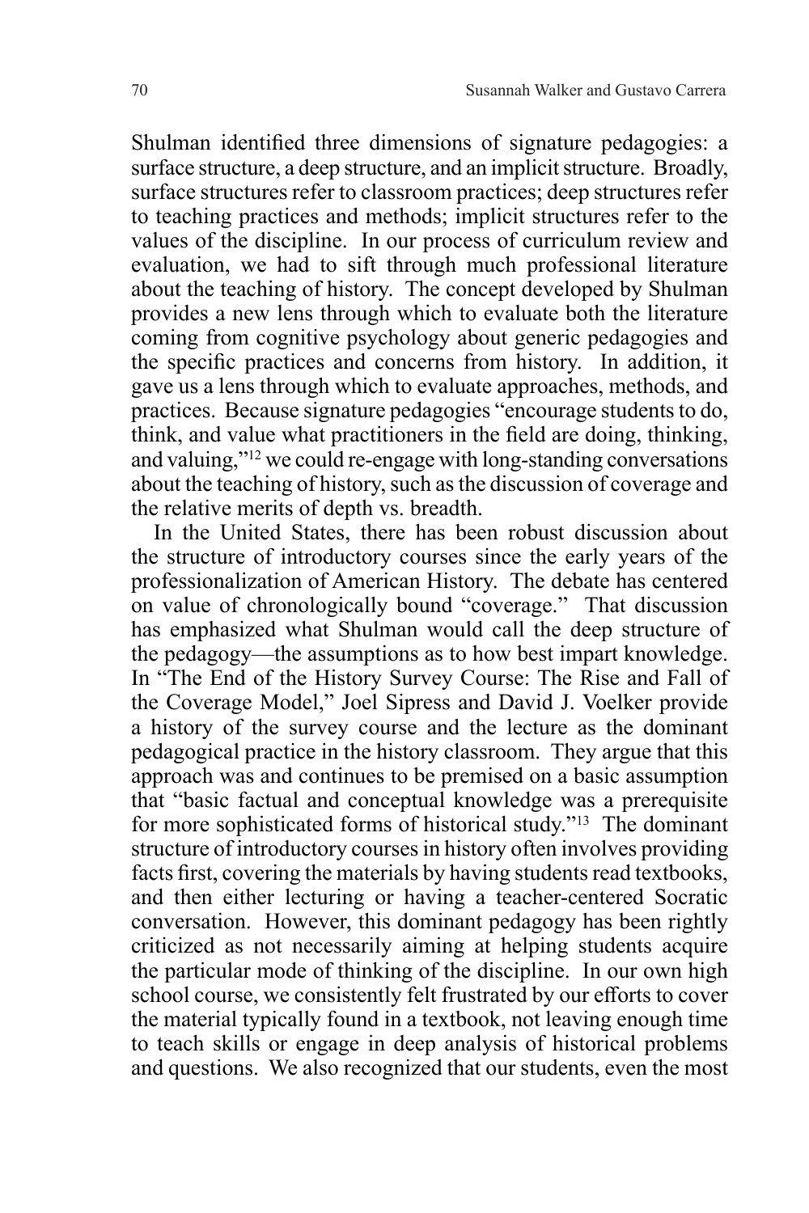Shulman identified three dimensions of signature pedagogies: a surface structure, a deep structure, and an implicit structure. Broadly, surface structures refer to classroom practices; deep structures refer to teaching practices and methods; implicit structures refer to the values of the discipline. In our process of curriculum review and evaluation, we had to sift through much professional literature about the teaching of history. The concept developed by Shulman provides a new lens through which to evaluate both the literature coming from cognitive psychology about generic pedagogies and the specific practices and concerns from history. In addition, it gave us a lens through which to evaluate approaches, methods, and practices. Because signature pedagogies "encourage students to do, think, and value what practitioners in the field are doing, thinking, and valuing,"[12] we could re-engage with long-standing conversations about the teaching of history, such as the discussion of coverage and the relative merits of depth vs. breadth.

In the United States, there has been robust discussion about the structure of introductory courses since the early years of the professionalization of American History. The debate has centered on value of chronologically bound "coverage." That discussion has emphasized what Shulman would call the deep structure of the pedagogy—the assumptions as to how best impart knowledge. In "The End of the History Survey Course: The Rise and Fall of the Coverage Model," Joel Sipress and David J. Voelker provide a history of the survey course and the lecture as the dominant pedagogical practice in the history classroom. They argue that this approach was and continues to be premised on a basic assumption that "basic factual and conceptual knowledge was a prerequisite for more sophisticated forms of historical study."[13] The dominant structure of introductory courses in history often involves providing facts first, covering the materials by having students read textbooks, and then either lecturing or having a teacher-centered Socratic conversation. However, this dominant pedagogy has been rightly criticized as not necessarily aiming at helping students acquire the particular mode of thinking of the discipline. In our own high school course, we consistently felt frustrated by our efforts to cover the material typically found in a textbook, not leaving enough time to teach skills or engage in deep analysis of historical problems and questions. We also recognized that our students, even the most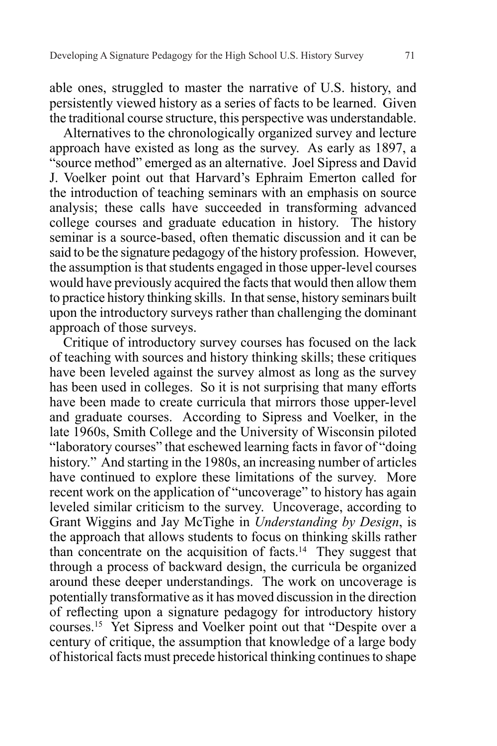able ones, struggled to master the narrative of U.S. history, and persistently viewed history as a series of facts to be learned. Given the traditional course structure, this perspective was understandable.

Alternatives to the chronologically organized survey and lecture approach have existed as long as the survey. As early as 1897, a "source method" emerged as an alternative. Joel Sipress and David J. Voelker point out that Harvard's Ephraim Emerton called for the introduction of teaching seminars with an emphasis on source analysis; these calls have succeeded in transforming advanced college courses and graduate education in history. The history seminar is a source-based, often thematic discussion and it can be said to be the signature pedagogy of the history profession. However, the assumption is that students engaged in those upper-level courses would have previously acquired the facts that would then allow them to practice history thinking skills. In that sense, history seminars built upon the introductory surveys rather than challenging the dominant approach of those surveys.

Critique of introductory survey courses has focused on the lack of teaching with sources and history thinking skills; these critiques have been leveled against the survey almost as long as the survey has been used in colleges. So it is not surprising that many efforts have been made to create curricula that mirrors those upper-level and graduate courses. According to Sipress and Voelker, in the late 1960s, Smith College and the University of Wisconsin piloted "laboratory courses" that eschewed learning facts in favor of "doing history." And starting in the 1980s, an increasing number of articles have continued to explore these limitations of the survey. More recent work on the application of "uncoverage" to history has again leveled similar criticism to the survey. Uncoverage, according to Grant Wiggins and Jay McTighe in *Understanding by Design*, is the approach that allows students to focus on thinking skills rather than concentrate on the acquisition of facts.[14] They suggest that through a process of backward design, the curricula be organized around these deeper understandings. The work on uncoverage is potentially transformative as it has moved discussion in the direction of reflecting upon a signature pedagogy for introductory history courses.[15] Yet Sipress and Voelker point out that "Despite over a century of critique, the assumption that knowledge of a large body of historical facts must precede historical thinking continues to shape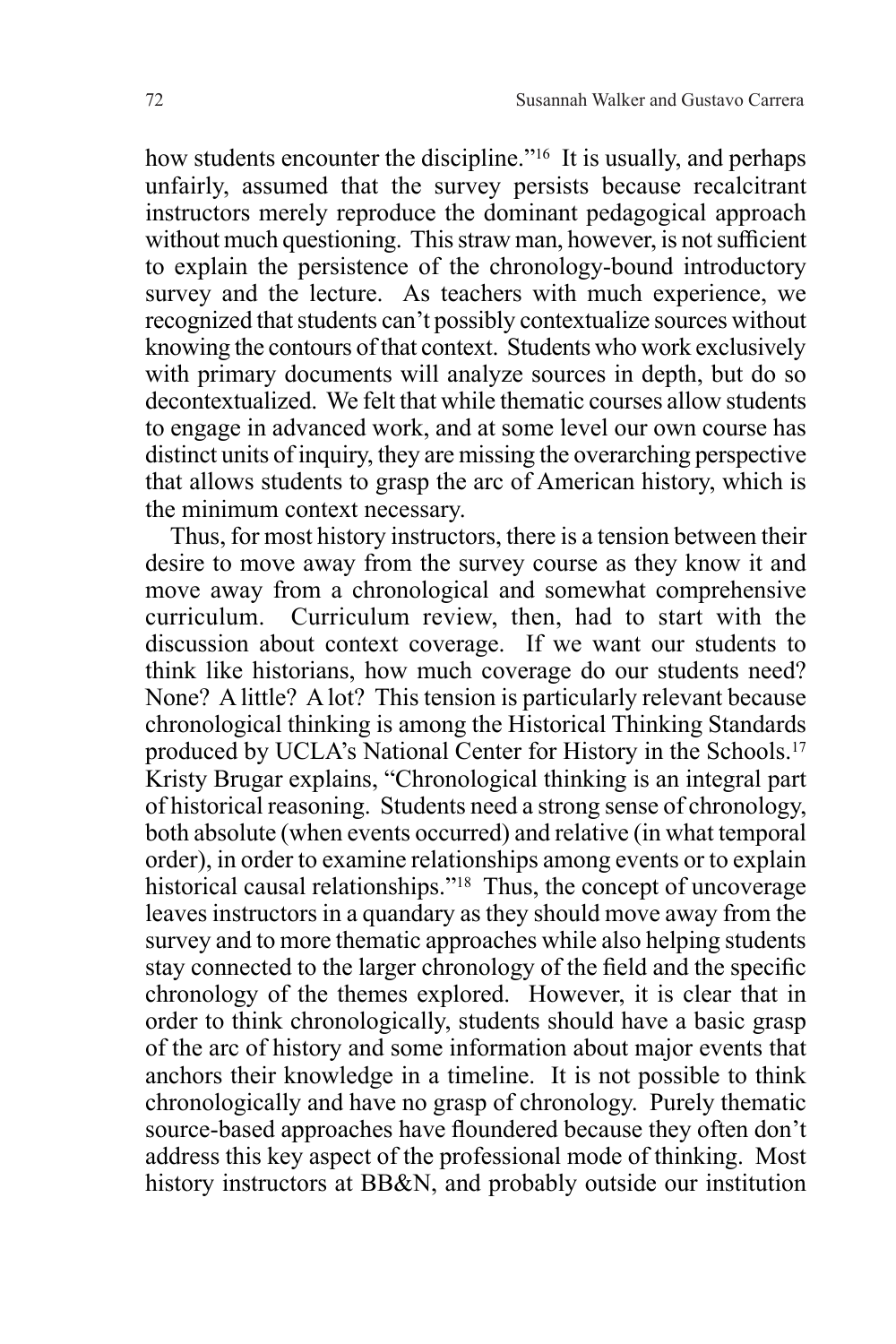how students encounter the discipline."[16] It is usually, and perhaps unfairly, assumed that the survey persists because recalcitrant instructors merely reproduce the dominant pedagogical approach without much questioning. This straw man, however, is not sufficient to explain the persistence of the chronology-bound introductory survey and the lecture. As teachers with much experience, we recognized that students can't possibly contextualize sources without knowing the contours of that context. Students who work exclusively with primary documents will analyze sources in depth, but do so decontextualized. We felt that while thematic courses allow students to engage in advanced work, and at some level our own course has distinct units of inquiry, they are missing the overarching perspective that allows students to grasp the arc of American history, which is the minimum context necessary.

Thus, for most history instructors, there is a tension between their desire to move away from the survey course as they know it and move away from a chronological and somewhat comprehensive curriculum. Curriculum review, then, had to start with the discussion about context coverage. If we want our students to think like historians, how much coverage do our students need? None? A little? A lot? This tension is particularly relevant because chronological thinking is among the Historical Thinking Standards produced by UCLA's National Center for History in the Schools.[17] Kristy Brugar explains, "Chronological thinking is an integral part of historical reasoning. Students need a strong sense of chronology, both absolute (when events occurred) and relative (in what temporal order), in order to examine relationships among events or to explain historical causal relationships."[18] Thus, the concept of uncoverage leaves instructors in a quandary as they should move away from the survey and to more thematic approaches while also helping students stay connected to the larger chronology of the field and the specific chronology of the themes explored. However, it is clear that in order to think chronologically, students should have a basic grasp of the arc of history and some information about major events that anchors their knowledge in a timeline. It is not possible to think chronologically and have no grasp of chronology. Purely thematic source-based approaches have floundered because they often don't address this key aspect of the professional mode of thinking. Most history instructors at BB&N, and probably outside our institution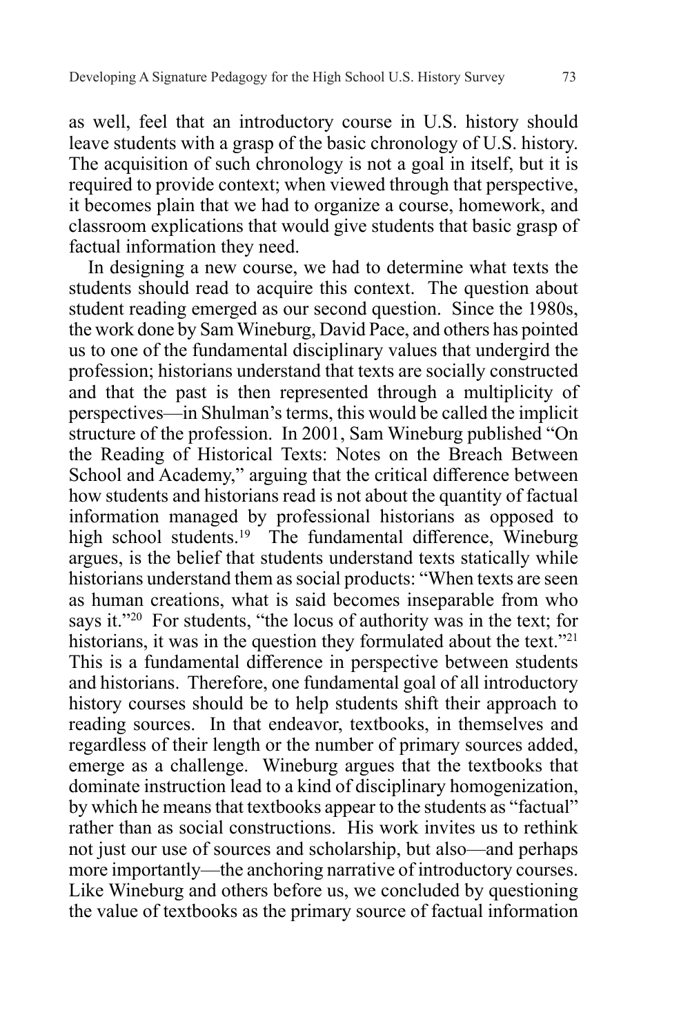as well, feel that an introductory course in U.S. history should leave students with a grasp of the basic chronology of U.S. history. The acquisition of such chronology is not a goal in itself, but it is required to provide context; when viewed through that perspective, it becomes plain that we had to organize a course, homework, and classroom explications that would give students that basic grasp of factual information they need.

In designing a new course, we had to determine what texts the students should read to acquire this context. The question about student reading emerged as our second question. Since the 1980s, the work done by Sam Wineburg, David Pace, and others has pointed us to one of the fundamental disciplinary values that undergird the profession; historians understand that texts are socially constructed and that the past is then represented through a multiplicity of perspectives—in Shulman's terms, this would be called the implicit structure of the profession. In 2001, Sam Wineburg published "On the Reading of Historical Texts: Notes on the Breach Between School and Academy," arguing that the critical difference between how students and historians read is not about the quantity of factual information managed by professional historians as opposed to high school students.[19] The fundamental difference, Wineburg argues, is the belief that students understand texts statically while historians understand them as social products: "When texts are seen as human creations, what is said becomes inseparable from who says it."[20] For students, "the locus of authority was in the text; for historians, it was in the question they formulated about the text."[21] This is a fundamental difference in perspective between students and historians. Therefore, one fundamental goal of all introductory history courses should be to help students shift their approach to reading sources. In that endeavor, textbooks, in themselves and regardless of their length or the number of primary sources added, emerge as a challenge. Wineburg argues that the textbooks that dominate instruction lead to a kind of disciplinary homogenization, by which he means that textbooks appear to the students as "factual" rather than as social constructions. His work invites us to rethink not just our use of sources and scholarship, but also—and perhaps more importantly—the anchoring narrative of introductory courses. Like Wineburg and others before us, we concluded by questioning the value of textbooks as the primary source of factual information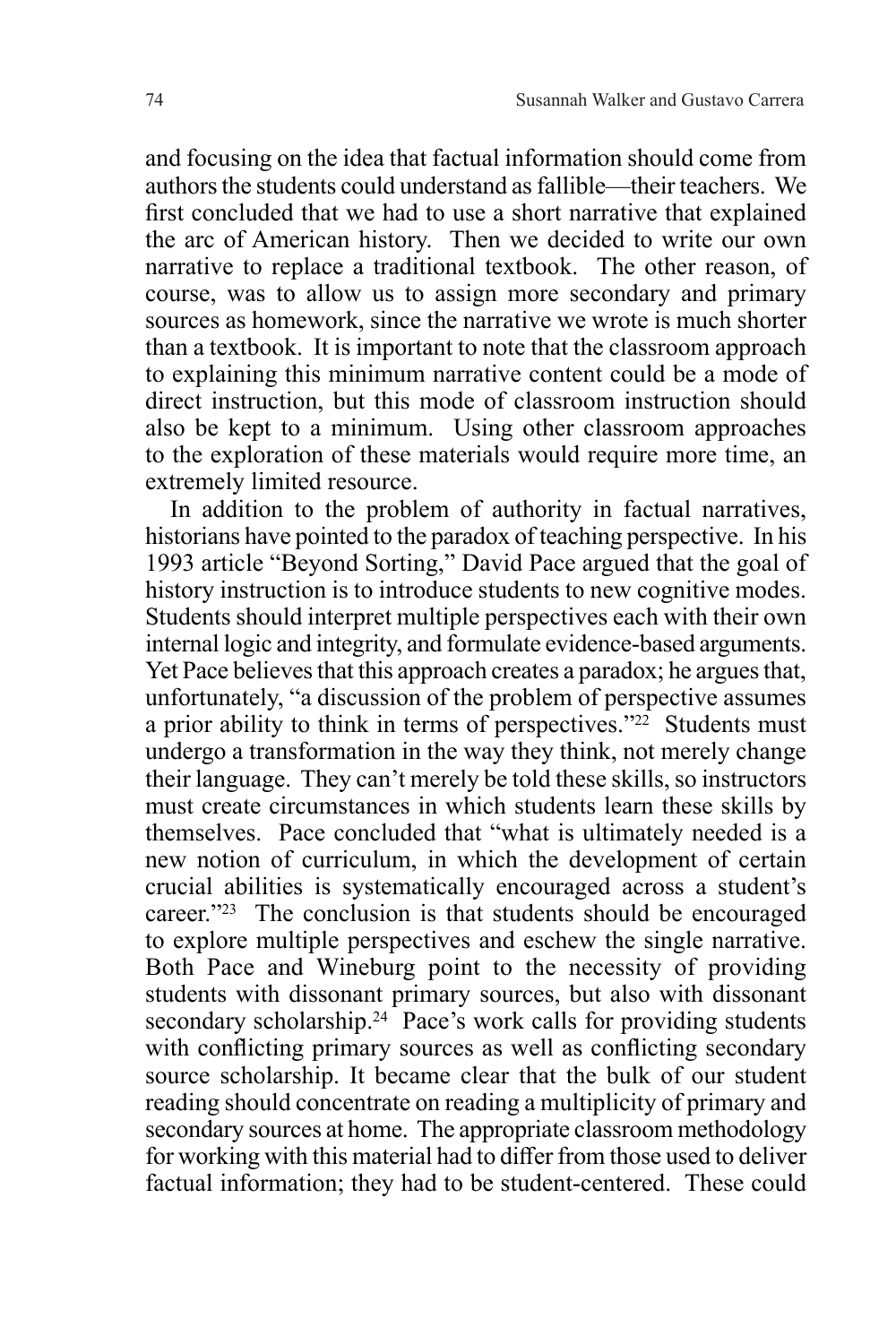and focusing on the idea that factual information should come from authors the students could understand as fallible—their teachers. We first concluded that we had to use a short narrative that explained the arc of American history. Then we decided to write our own narrative to replace a traditional textbook. The other reason, of course, was to allow us to assign more secondary and primary sources as homework, since the narrative we wrote is much shorter than a textbook. It is important to note that the classroom approach to explaining this minimum narrative content could be a mode of direct instruction, but this mode of classroom instruction should also be kept to a minimum. Using other classroom approaches to the exploration of these materials would require more time, an extremely limited resource.

In addition to the problem of authority in factual narratives, historians have pointed to the paradox of teaching perspective. In his 1993 article "Beyond Sorting," David Pace argued that the goal of history instruction is to introduce students to new cognitive modes. Students should interpret multiple perspectives each with their own internal logic and integrity, and formulate evidence-based arguments. Yet Pace believes that this approach creates a paradox; he argues that, unfortunately, "a discussion of the problem of perspective assumes a prior ability to think in terms of perspectives."[22] Students must undergo a transformation in the way they think, not merely change their language. They can't merely be told these skills, so instructors must create circumstances in which students learn these skills by themselves. Pace concluded that "what is ultimately needed is a new notion of curriculum, in which the development of certain crucial abilities is systematically encouraged across a student's career."[23] The conclusion is that students should be encouraged to explore multiple perspectives and eschew the single narrative. Both Pace and Wineburg point to the necessity of providing students with dissonant primary sources, but also with dissonant secondary scholarship.[24] Pace's work calls for providing students with conflicting primary sources as well as conflicting secondary source scholarship. It became clear that the bulk of our student reading should concentrate on reading a multiplicity of primary and secondary sources at home. The appropriate classroom methodology for working with this material had to differ from those used to deliver factual information; they had to be student-centered. These could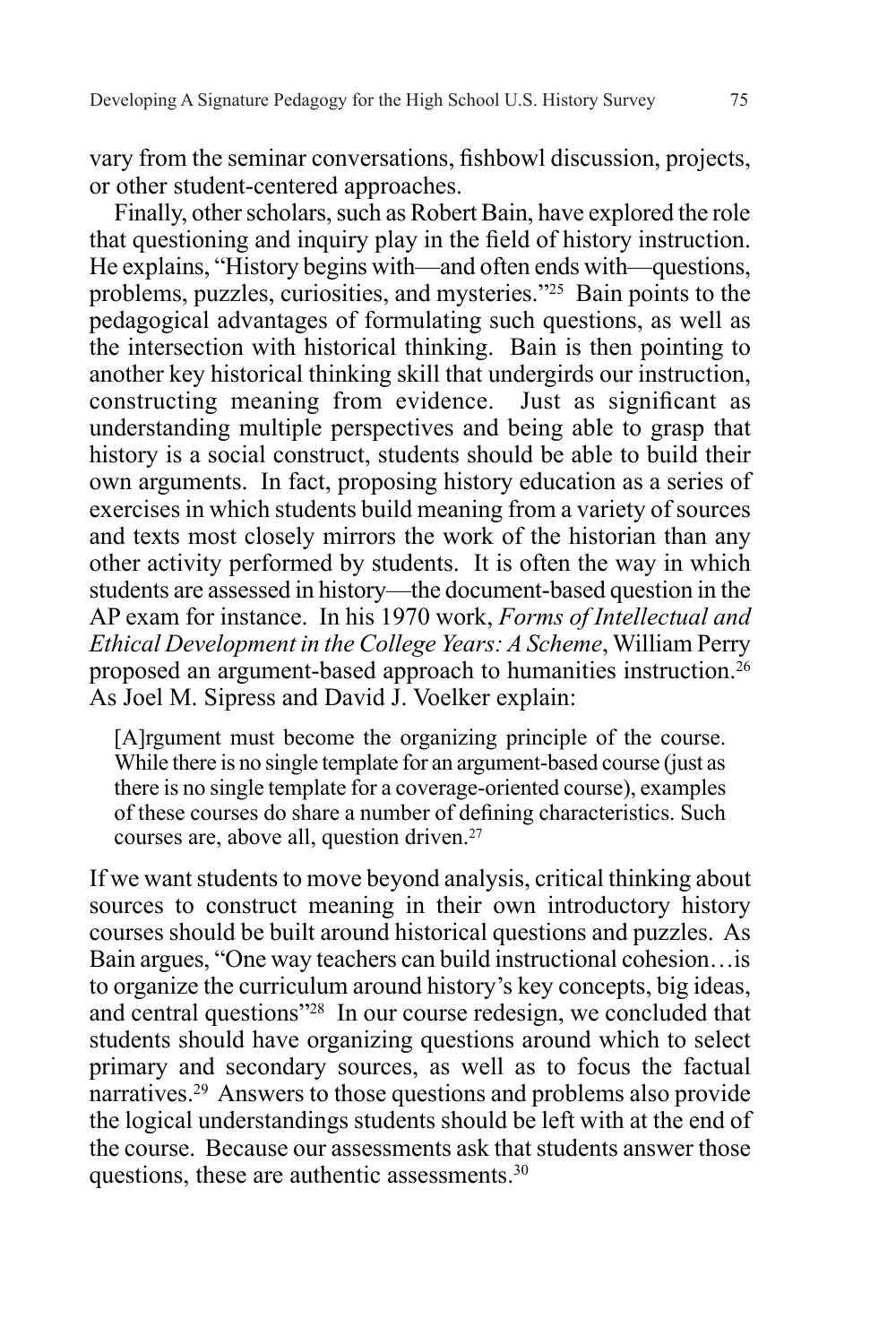vary from the seminar conversations, fishbowl discussion, projects, or other student-centered approaches.

Finally, other scholars, such as Robert Bain, have explored the role that questioning and inquiry play in the field of history instruction. He explains, "History begins with—and often ends with—questions, problems, puzzles, curiosities, and mysteries."[25] Bain points to the pedagogical advantages of formulating such questions, as well as the intersection with historical thinking. Bain is then pointing to another key historical thinking skill that undergirds our instruction, constructing meaning from evidence. Just as significant as understanding multiple perspectives and being able to grasp that history is a social construct, students should be able to build their own arguments. In fact, proposing history education as a series of exercises in which students build meaning from a variety of sources and texts most closely mirrors the work of the historian than any other activity performed by students. It is often the way in which students are assessed in history—the document-based question in the AP exam for instance. In his 1970 work, *Forms of Intellectual and Ethical Development in the College Years: A Scheme*, William Perry proposed an argument-based approach to humanities instruction.[26] As Joel M. Sipress and David J. Voelker explain:

> [A]rgument must become the organizing principle of the course. While there is no single template for an argument-based course (just as there is no single template for a coverage-oriented course), examples of these courses do share a number of defining characteristics. Such courses are, above all, question driven.[27]

If we want students to move beyond analysis, critical thinking about sources to construct meaning in their own introductory history courses should be built around historical questions and puzzles. As Bain argues, "One way teachers can build instructional cohesion…is to organize the curriculum around history's key concepts, big ideas, and central questions"[28] In our course redesign, we concluded that students should have organizing questions around which to select primary and secondary sources, as well as to focus the factual narratives.[29] Answers to those questions and problems also provide the logical understandings students should be left with at the end of the course. Because our assessments ask that students answer those questions, these are authentic assessments.[30]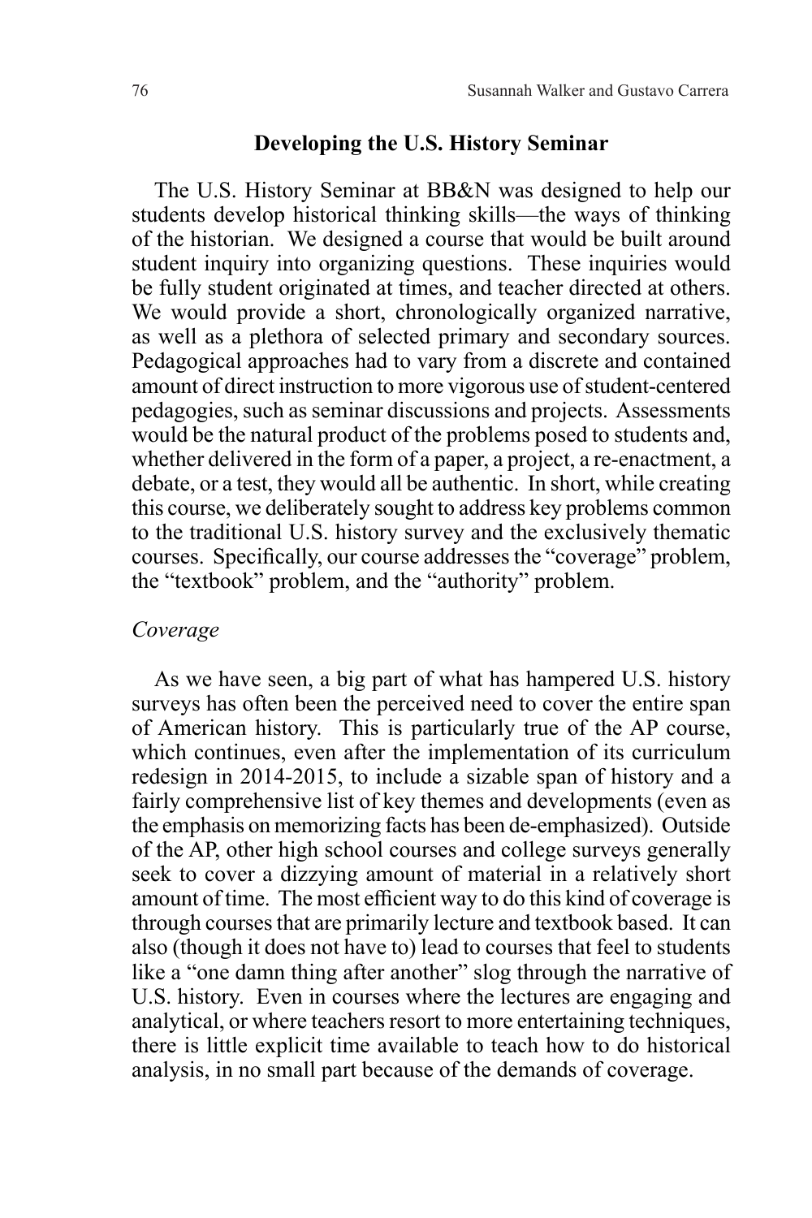## Developing the U.S. History Seminar

The U.S. History Seminar at BB&N was designed to help our students develop historical thinking skills—the ways of thinking of the historian. We designed a course that would be built around student inquiry into organizing questions. These inquiries would be fully student originated at times, and teacher directed at others. We would provide a short, chronologically organized narrative, as well as a plethora of selected primary and secondary sources. Pedagogical approaches had to vary from a discrete and contained amount of direct instruction to more vigorous use of student-centered pedagogies, such as seminar discussions and projects. Assessments would be the natural product of the problems posed to students and, whether delivered in the form of a paper, a project, a re-enactment, a debate, or a test, they would all be authentic. In short, while creating this course, we deliberately sought to address key problems common to the traditional U.S. history survey and the exclusively thematic courses. Specifically, our course addresses the "coverage" problem, the "textbook" problem, and the "authority" problem.

### *Coverage*

As we have seen, a big part of what has hampered U.S. history surveys has often been the perceived need to cover the entire span of American history. This is particularly true of the AP course, which continues, even after the implementation of its curriculum redesign in 2014-2015, to include a sizable span of history and a fairly comprehensive list of key themes and developments (even as the emphasis on memorizing facts has been de-emphasized). Outside of the AP, other high school courses and college surveys generally seek to cover a dizzying amount of material in a relatively short amount of time. The most efficient way to do this kind of coverage is through courses that are primarily lecture and textbook based. It can also (though it does not have to) lead to courses that feel to students like a "one damn thing after another" slog through the narrative of U.S. history. Even in courses where the lectures are engaging and analytical, or where teachers resort to more entertaining techniques, there is little explicit time available to teach how to do historical analysis, in no small part because of the demands of coverage.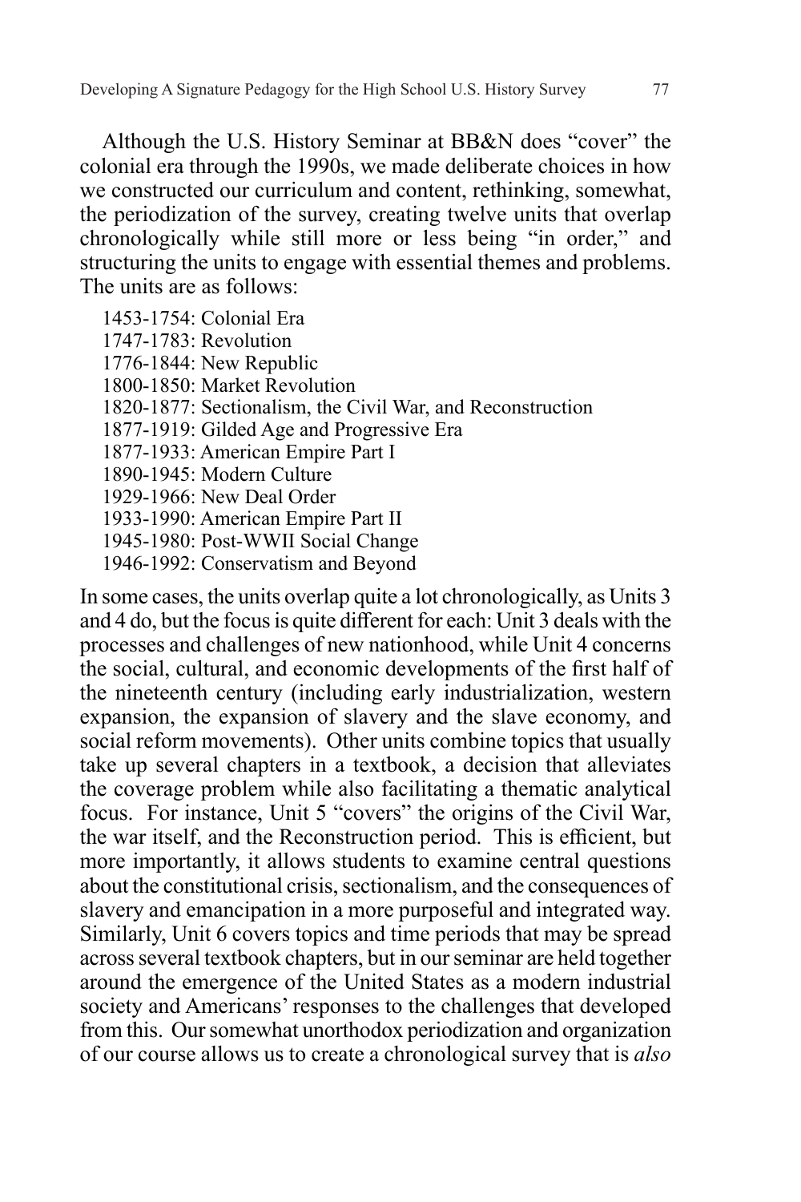Although the U.S. History Seminar at BB&N does "cover" the colonial era through the 1990s, we made deliberate choices in how we constructed our curriculum and content, rethinking, somewhat, the periodization of the survey, creating twelve units that overlap chronologically while still more or less being "in order," and structuring the units to engage with essential themes and problems. The units are as follows:

1453-1754: Colonial Era  
1747-1783: Revolution  
1776-1844: New Republic  
1800-1850: Market Revolution  
1820-1877: Sectionalism, the Civil War, and Reconstruction  
1877-1919: Gilded Age and Progressive Era  
1877-1933: American Empire Part I  
1890-1945: Modern Culture  
1929-1966: New Deal Order  
1933-1990: American Empire Part II  
1945-1980: Post-WWII Social Change  
1946-1992: Conservatism and Beyond

In some cases, the units overlap quite a lot chronologically, as Units 3 and 4 do, but the focus is quite different for each: Unit 3 deals with the processes and challenges of new nationhood, while Unit 4 concerns the social, cultural, and economic developments of the first half of the nineteenth century (including early industrialization, western expansion, the expansion of slavery and the slave economy, and social reform movements). Other units combine topics that usually take up several chapters in a textbook, a decision that alleviates the coverage problem while also facilitating a thematic analytical focus. For instance, Unit 5 "covers" the origins of the Civil War, the war itself, and the Reconstruction period. This is efficient, but more importantly, it allows students to examine central questions about the constitutional crisis, sectionalism, and the consequences of slavery and emancipation in a more purposeful and integrated way. Similarly, Unit 6 covers topics and time periods that may be spread across several textbook chapters, but in our seminar are held together around the emergence of the United States as a modern industrial society and Americans' responses to the challenges that developed from this. Our somewhat unorthodox periodization and organization of our course allows us to create a chronological survey that is *also*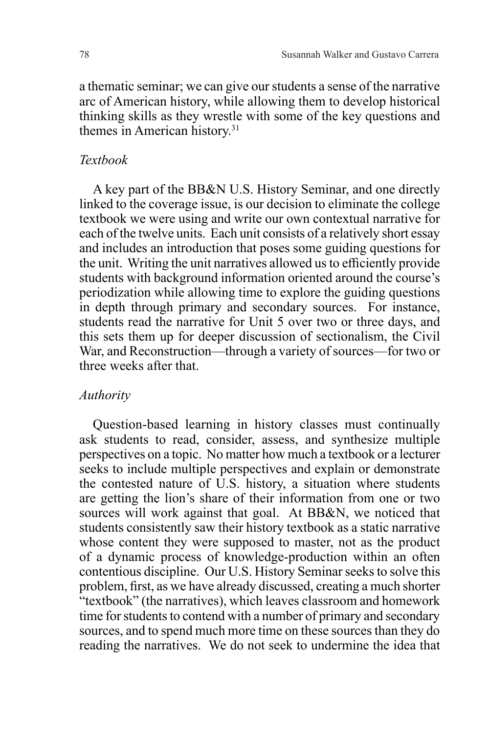a thematic seminar; we can give our students a sense of the narrative arc of American history, while allowing them to develop historical thinking skills as they wrestle with some of the key questions and themes in American history.[31]

*Textbook*

A key part of the BB&N U.S. History Seminar, and one directly linked to the coverage issue, is our decision to eliminate the college textbook we were using and write our own contextual narrative for each of the twelve units. Each unit consists of a relatively short essay and includes an introduction that poses some guiding questions for the unit. Writing the unit narratives allowed us to efficiently provide students with background information oriented around the course's periodization while allowing time to explore the guiding questions in depth through primary and secondary sources. For instance, students read the narrative for Unit 5 over two or three days, and this sets them up for deeper discussion of sectionalism, the Civil War, and Reconstruction—through a variety of sources—for two or three weeks after that.

*Authority*

Question-based learning in history classes must continually ask students to read, consider, assess, and synthesize multiple perspectives on a topic. No matter how much a textbook or a lecturer seeks to include multiple perspectives and explain or demonstrate the contested nature of U.S. history, a situation where students are getting the lion's share of their information from one or two sources will work against that goal. At BB&N, we noticed that students consistently saw their history textbook as a static narrative whose content they were supposed to master, not as the product of a dynamic process of knowledge-production within an often contentious discipline. Our U.S. History Seminar seeks to solve this problem, first, as we have already discussed, creating a much shorter "textbook" (the narratives), which leaves classroom and homework time for students to contend with a number of primary and secondary sources, and to spend much more time on these sources than they do reading the narratives. We do not seek to undermine the idea that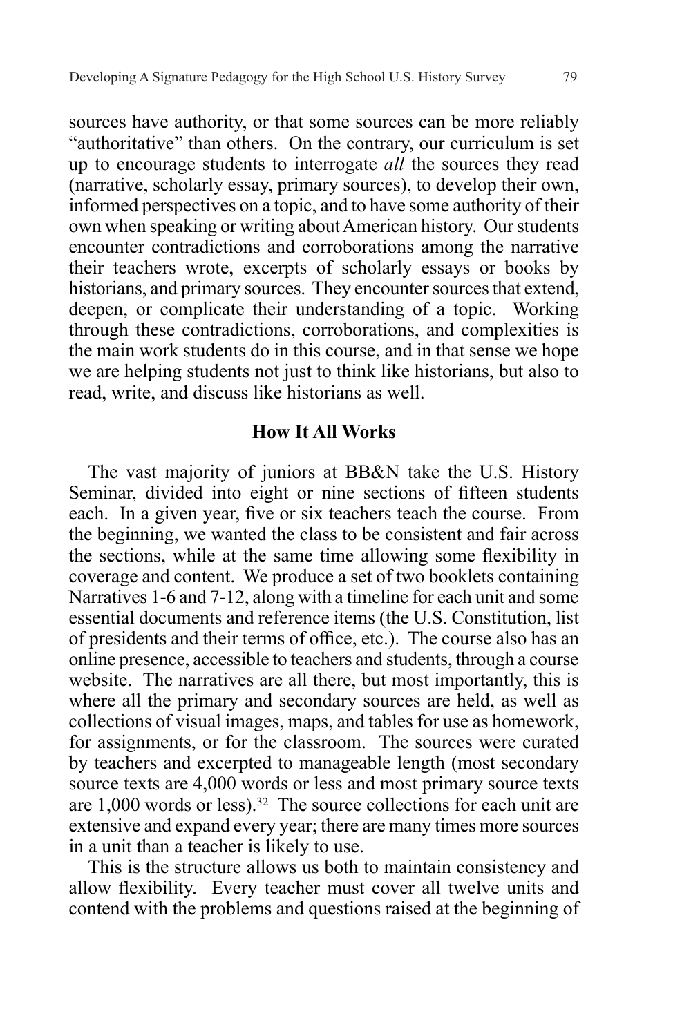sources have authority, or that some sources can be more reliably "authoritative" than others. On the contrary, our curriculum is set up to encourage students to interrogate *all* the sources they read (narrative, scholarly essay, primary sources), to develop their own, informed perspectives on a topic, and to have some authority of their own when speaking or writing about American history. Our students encounter contradictions and corroborations among the narrative their teachers wrote, excerpts of scholarly essays or books by historians, and primary sources. They encounter sources that extend, deepen, or complicate their understanding of a topic. Working through these contradictions, corroborations, and complexities is the main work students do in this course, and in that sense we hope we are helping students not just to think like historians, but also to read, write, and discuss like historians as well.

## How It All Works

The vast majority of juniors at BB&N take the U.S. History Seminar, divided into eight or nine sections of fifteen students each. In a given year, five or six teachers teach the course. From the beginning, we wanted the class to be consistent and fair across the sections, while at the same time allowing some flexibility in coverage and content. We produce a set of two booklets containing Narratives 1-6 and 7-12, along with a timeline for each unit and some essential documents and reference items (the U.S. Constitution, list of presidents and their terms of office, etc.). The course also has an online presence, accessible to teachers and students, through a course website. The narratives are all there, but most importantly, this is where all the primary and secondary sources are held, as well as collections of visual images, maps, and tables for use as homework, for assignments, or for the classroom. The sources were curated by teachers and excerpted to manageable length (most secondary source texts are 4,000 words or less and most primary source texts are 1,000 words or less).[32] The source collections for each unit are extensive and expand every year; there are many times more sources in a unit than a teacher is likely to use.

This is the structure allows us both to maintain consistency and allow flexibility. Every teacher must cover all twelve units and contend with the problems and questions raised at the beginning of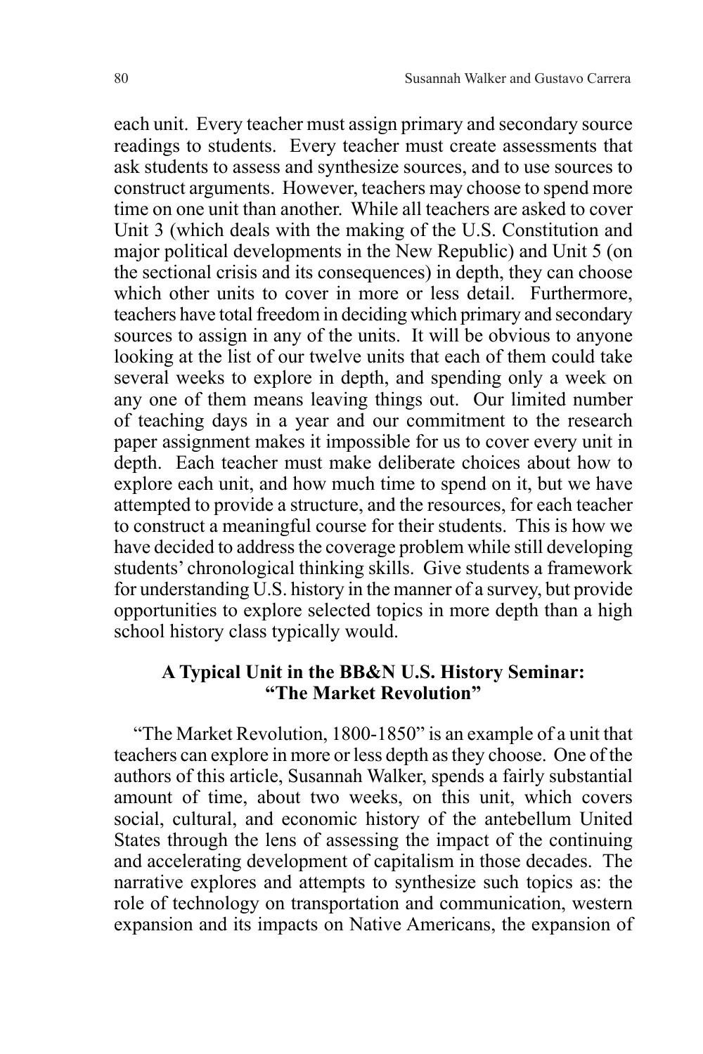each unit. Every teacher must assign primary and secondary source readings to students. Every teacher must create assessments that ask students to assess and synthesize sources, and to use sources to construct arguments. However, teachers may choose to spend more time on one unit than another. While all teachers are asked to cover Unit 3 (which deals with the making of the U.S. Constitution and major political developments in the New Republic) and Unit 5 (on the sectional crisis and its consequences) in depth, they can choose which other units to cover in more or less detail. Furthermore, teachers have total freedom in deciding which primary and secondary sources to assign in any of the units. It will be obvious to anyone looking at the list of our twelve units that each of them could take several weeks to explore in depth, and spending only a week on any one of them means leaving things out. Our limited number of teaching days in a year and our commitment to the research paper assignment makes it impossible for us to cover every unit in depth. Each teacher must make deliberate choices about how to explore each unit, and how much time to spend on it, but we have attempted to provide a structure, and the resources, for each teacher to construct a meaningful course for their students. This is how we have decided to address the coverage problem while still developing students' chronological thinking skills. Give students a framework for understanding U.S. history in the manner of a survey, but provide opportunities to explore selected topics in more depth than a high school history class typically would.

## A Typical Unit in the BB&N U.S. History Seminar: "The Market Revolution"

"The Market Revolution, 1800-1850" is an example of a unit that teachers can explore in more or less depth as they choose. One of the authors of this article, Susannah Walker, spends a fairly substantial amount of time, about two weeks, on this unit, which covers social, cultural, and economic history of the antebellum United States through the lens of assessing the impact of the continuing and accelerating development of capitalism in those decades. The narrative explores and attempts to synthesize such topics as: the role of technology on transportation and communication, western expansion and its impacts on Native Americans, the expansion of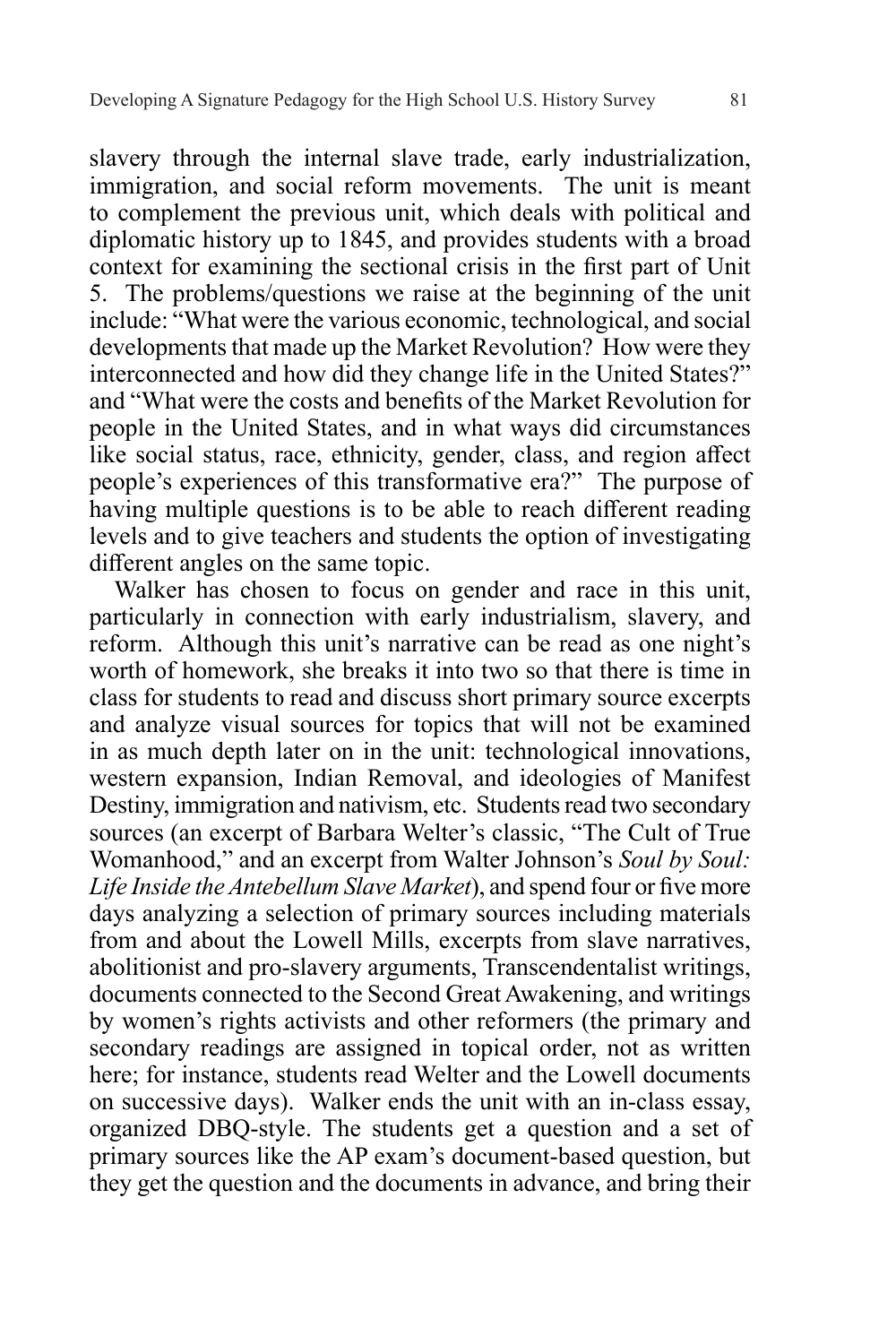slavery through the internal slave trade, early industrialization, immigration, and social reform movements. The unit is meant to complement the previous unit, which deals with political and diplomatic history up to 1845, and provides students with a broad context for examining the sectional crisis in the first part of Unit 5. The problems/questions we raise at the beginning of the unit include: "What were the various economic, technological, and social developments that made up the Market Revolution? How were they interconnected and how did they change life in the United States?" and "What were the costs and benefits of the Market Revolution for people in the United States, and in what ways did circumstances like social status, race, ethnicity, gender, class, and region affect people's experiences of this transformative era?" The purpose of having multiple questions is to be able to reach different reading levels and to give teachers and students the option of investigating different angles on the same topic.

Walker has chosen to focus on gender and race in this unit, particularly in connection with early industrialism, slavery, and reform. Although this unit's narrative can be read as one night's worth of homework, she breaks it into two so that there is time in class for students to read and discuss short primary source excerpts and analyze visual sources for topics that will not be examined in as much depth later on in the unit: technological innovations, western expansion, Indian Removal, and ideologies of Manifest Destiny, immigration and nativism, etc. Students read two secondary sources (an excerpt of Barbara Welter's classic, "The Cult of True Womanhood," and an excerpt from Walter Johnson's *Soul by Soul: Life Inside the Antebellum Slave Market*), and spend four or five more days analyzing a selection of primary sources including materials from and about the Lowell Mills, excerpts from slave narratives, abolitionist and pro-slavery arguments, Transcendentalist writings, documents connected to the Second Great Awakening, and writings by women's rights activists and other reformers (the primary and secondary readings are assigned in topical order, not as written here; for instance, students read Welter and the Lowell documents on successive days). Walker ends the unit with an in-class essay, organized DBQ-style. The students get a question and a set of primary sources like the AP exam's document-based question, but they get the question and the documents in advance, and bring their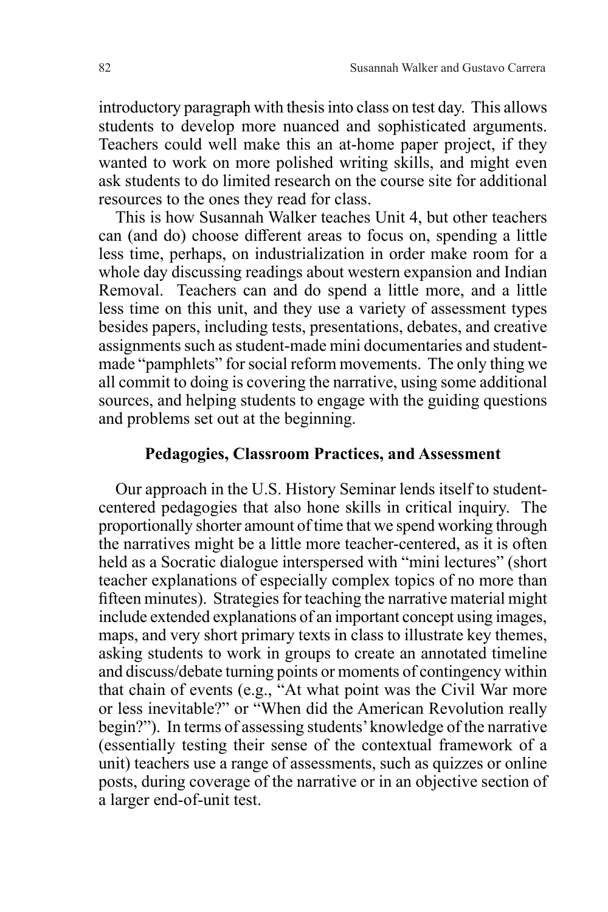introductory paragraph with thesis into class on test day. This allows students to develop more nuanced and sophisticated arguments. Teachers could well make this an at-home paper project, if they wanted to work on more polished writing skills, and might even ask students to do limited research on the course site for additional resources to the ones they read for class.

This is how Susannah Walker teaches Unit 4, but other teachers can (and do) choose different areas to focus on, spending a little less time, perhaps, on industrialization in order make room for a whole day discussing readings about western expansion and Indian Removal. Teachers can and do spend a little more, and a little less time on this unit, and they use a variety of assessment types besides papers, including tests, presentations, debates, and creative assignments such as student-made mini documentaries and student-made "pamphlets" for social reform movements. The only thing we all commit to doing is covering the narrative, using some additional sources, and helping students to engage with the guiding questions and problems set out at the beginning.

## Pedagogies, Classroom Practices, and Assessment

Our approach in the U.S. History Seminar lends itself to student-centered pedagogies that also hone skills in critical inquiry. The proportionally shorter amount of time that we spend working through the narratives might be a little more teacher-centered, as it is often held as a Socratic dialogue interspersed with "mini lectures" (short teacher explanations of especially complex topics of no more than fifteen minutes). Strategies for teaching the narrative material might include extended explanations of an important concept using images, maps, and very short primary texts in class to illustrate key themes, asking students to work in groups to create an annotated timeline and discuss/debate turning points or moments of contingency within that chain of events (e.g., "At what point was the Civil War more or less inevitable?" or "When did the American Revolution really begin?"). In terms of assessing students' knowledge of the narrative (essentially testing their sense of the contextual framework of a unit) teachers use a range of assessments, such as quizzes or online posts, during coverage of the narrative or in an objective section of a larger end-of-unit test.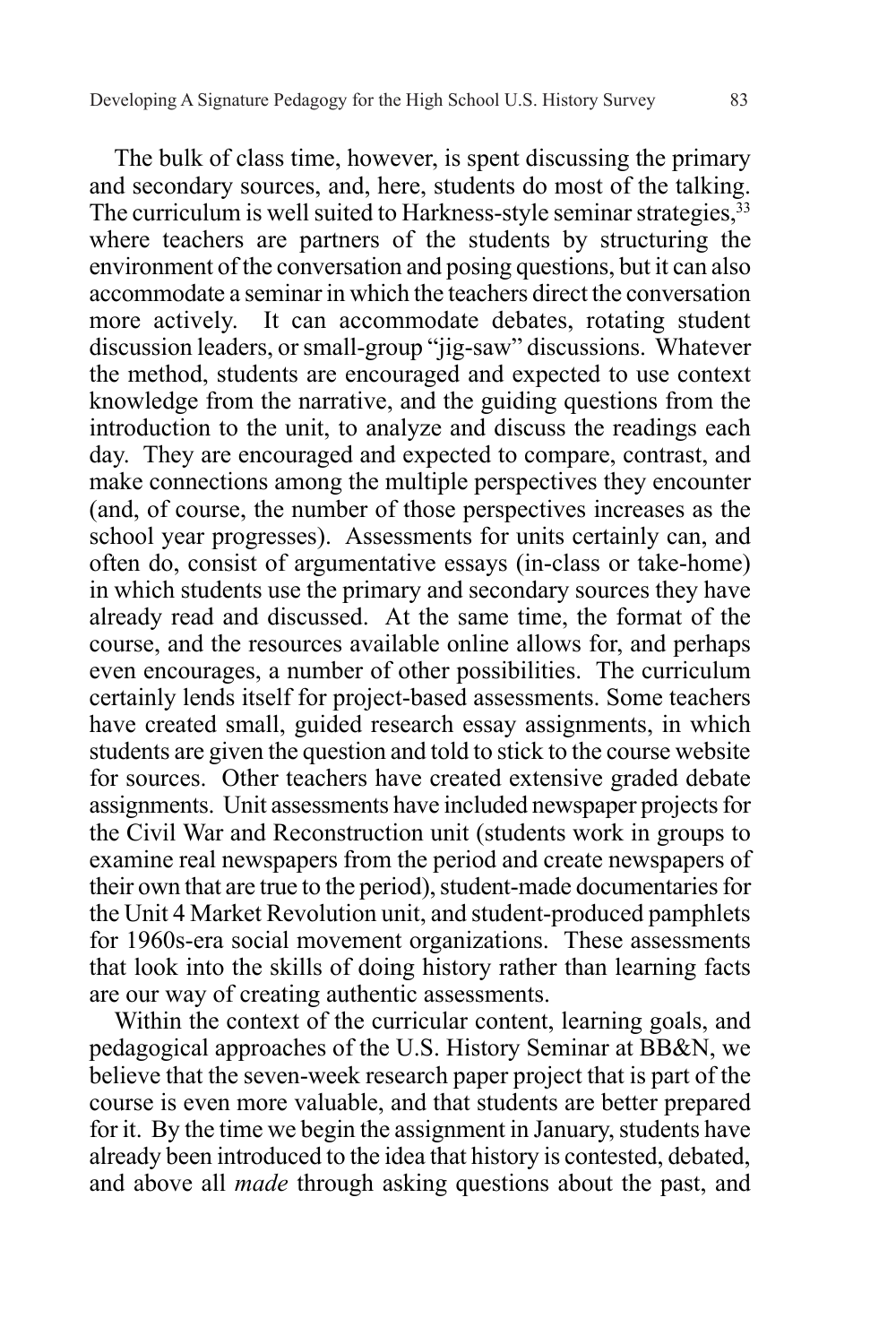The bulk of class time, however, is spent discussing the primary and secondary sources, and, here, students do most of the talking. The curriculum is well suited to Harkness-style seminar strategies,[33] where teachers are partners of the students by structuring the environment of the conversation and posing questions, but it can also accommodate a seminar in which the teachers direct the conversation more actively. It can accommodate debates, rotating student discussion leaders, or small-group "jig-saw" discussions. Whatever the method, students are encouraged and expected to use context knowledge from the narrative, and the guiding questions from the introduction to the unit, to analyze and discuss the readings each day. They are encouraged and expected to compare, contrast, and make connections among the multiple perspectives they encounter (and, of course, the number of those perspectives increases as the school year progresses). Assessments for units certainly can, and often do, consist of argumentative essays (in-class or take-home) in which students use the primary and secondary sources they have already read and discussed. At the same time, the format of the course, and the resources available online allows for, and perhaps even encourages, a number of other possibilities. The curriculum certainly lends itself for project-based assessments. Some teachers have created small, guided research essay assignments, in which students are given the question and told to stick to the course website for sources. Other teachers have created extensive graded debate assignments. Unit assessments have included newspaper projects for the Civil War and Reconstruction unit (students work in groups to examine real newspapers from the period and create newspapers of their own that are true to the period), student-made documentaries for the Unit 4 Market Revolution unit, and student-produced pamphlets for 1960s-era social movement organizations. These assessments that look into the skills of doing history rather than learning facts are our way of creating authentic assessments.

Within the context of the curricular content, learning goals, and pedagogical approaches of the U.S. History Seminar at BB&N, we believe that the seven-week research paper project that is part of the course is even more valuable, and that students are better prepared for it. By the time we begin the assignment in January, students have already been introduced to the idea that history is contested, debated, and above all *made* through asking questions about the past, and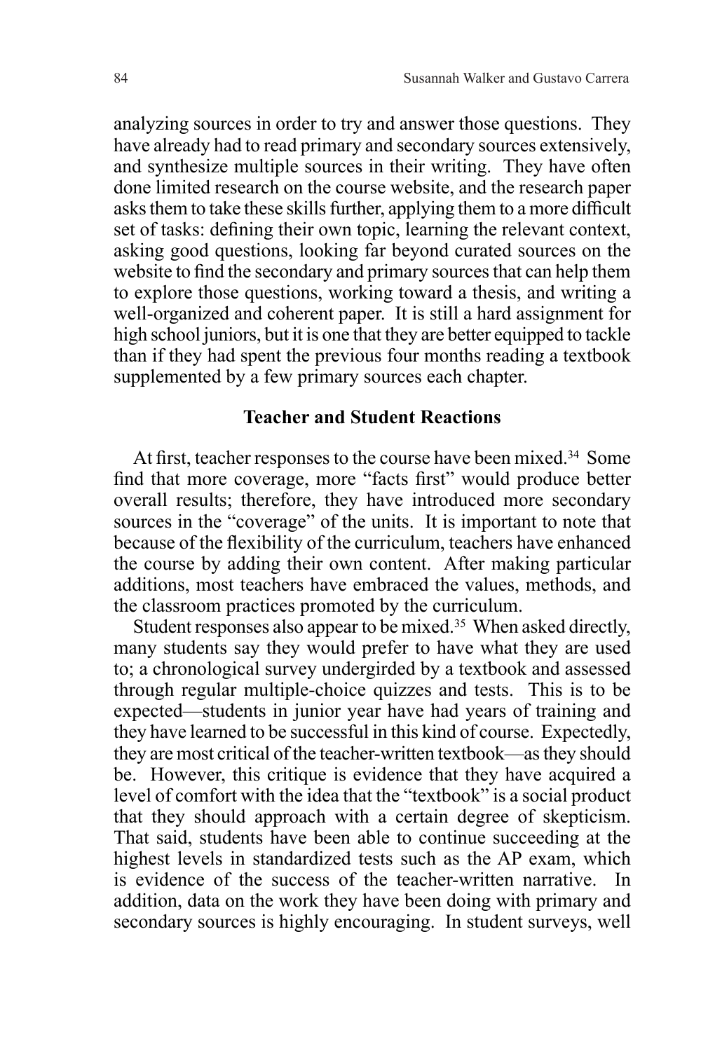analyzing sources in order to try and answer those questions. They have already had to read primary and secondary sources extensively, and synthesize multiple sources in their writing. They have often done limited research on the course website, and the research paper asks them to take these skills further, applying them to a more difficult set of tasks: defining their own topic, learning the relevant context, asking good questions, looking far beyond curated sources on the website to find the secondary and primary sources that can help them to explore those questions, working toward a thesis, and writing a well-organized and coherent paper. It is still a hard assignment for high school juniors, but it is one that they are better equipped to tackle than if they had spent the previous four months reading a textbook supplemented by a few primary sources each chapter.

### Teacher and Student Reactions

At first, teacher responses to the course have been mixed.[34] Some find that more coverage, more "facts first" would produce better overall results; therefore, they have introduced more secondary sources in the "coverage" of the units. It is important to note that because of the flexibility of the curriculum, teachers have enhanced the course by adding their own content. After making particular additions, most teachers have embraced the values, methods, and the classroom practices promoted by the curriculum.

Student responses also appear to be mixed.[35] When asked directly, many students say they would prefer to have what they are used to; a chronological survey undergirded by a textbook and assessed through regular multiple-choice quizzes and tests. This is to be expected—students in junior year have had years of training and they have learned to be successful in this kind of course. Expectedly, they are most critical of the teacher-written textbook—as they should be. However, this critique is evidence that they have acquired a level of comfort with the idea that the "textbook" is a social product that they should approach with a certain degree of skepticism. That said, students have been able to continue succeeding at the highest levels in standardized tests such as the AP exam, which is evidence of the success of the teacher-written narrative. In addition, data on the work they have been doing with primary and secondary sources is highly encouraging. In student surveys, well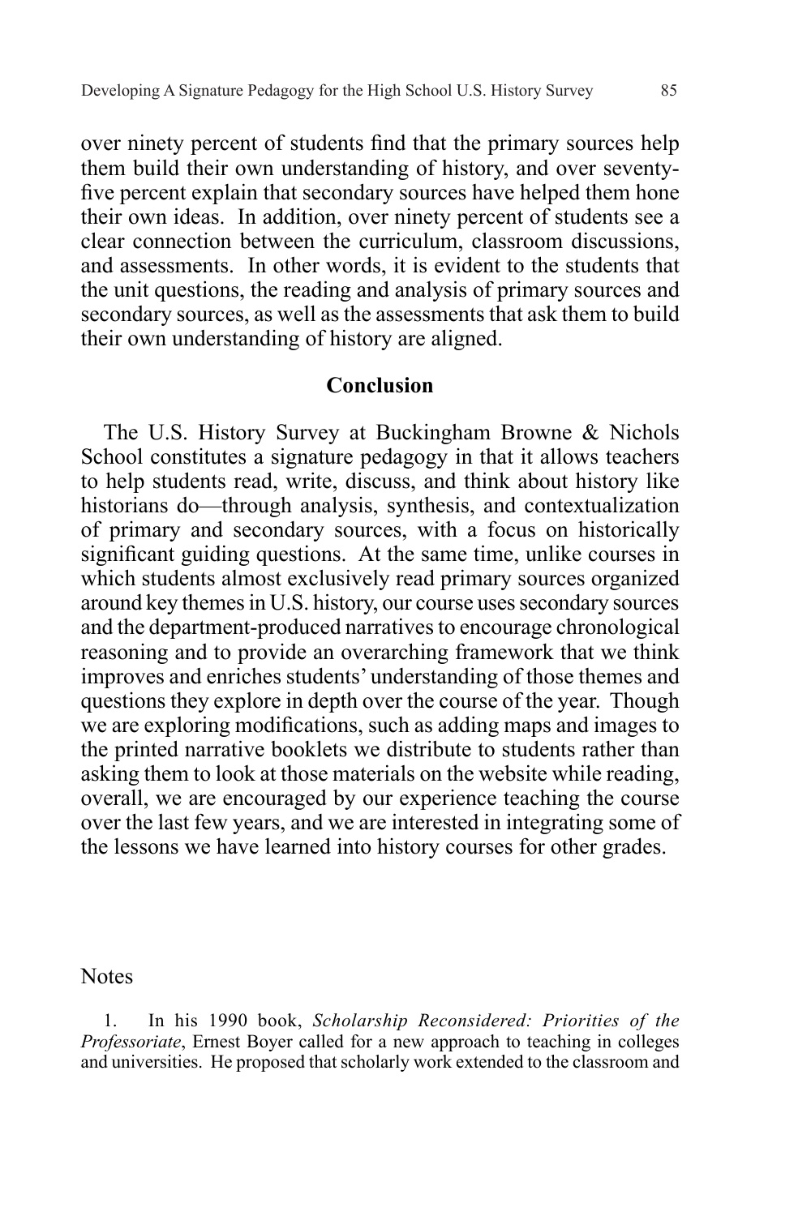over ninety percent of students find that the primary sources help them build their own understanding of history, and over seventy-five percent explain that secondary sources have helped them hone their own ideas. In addition, over ninety percent of students see a clear connection between the curriculum, classroom discussions, and assessments. In other words, it is evident to the students that the unit questions, the reading and analysis of primary sources and secondary sources, as well as the assessments that ask them to build their own understanding of history are aligned.

## Conclusion

The U.S. History Survey at Buckingham Browne & Nichols School constitutes a signature pedagogy in that it allows teachers to help students read, write, discuss, and think about history like historians do—through analysis, synthesis, and contextualization of primary and secondary sources, with a focus on historically significant guiding questions. At the same time, unlike courses in which students almost exclusively read primary sources organized around key themes in U.S. history, our course uses secondary sources and the department-produced narratives to encourage chronological reasoning and to provide an overarching framework that we think improves and enriches students' understanding of those themes and questions they explore in depth over the course of the year. Though we are exploring modifications, such as adding maps and images to the printed narrative booklets we distribute to students rather than asking them to look at those materials on the website while reading, overall, we are encouraged by our experience teaching the course over the last few years, and we are interested in integrating some of the lessons we have learned into history courses for other grades.

Notes

1. In his 1990 book, *Scholarship Reconsidered: Priorities of the Professoriate*, Ernest Boyer called for a new approach to teaching in colleges and universities. He proposed that scholarly work extended to the classroom and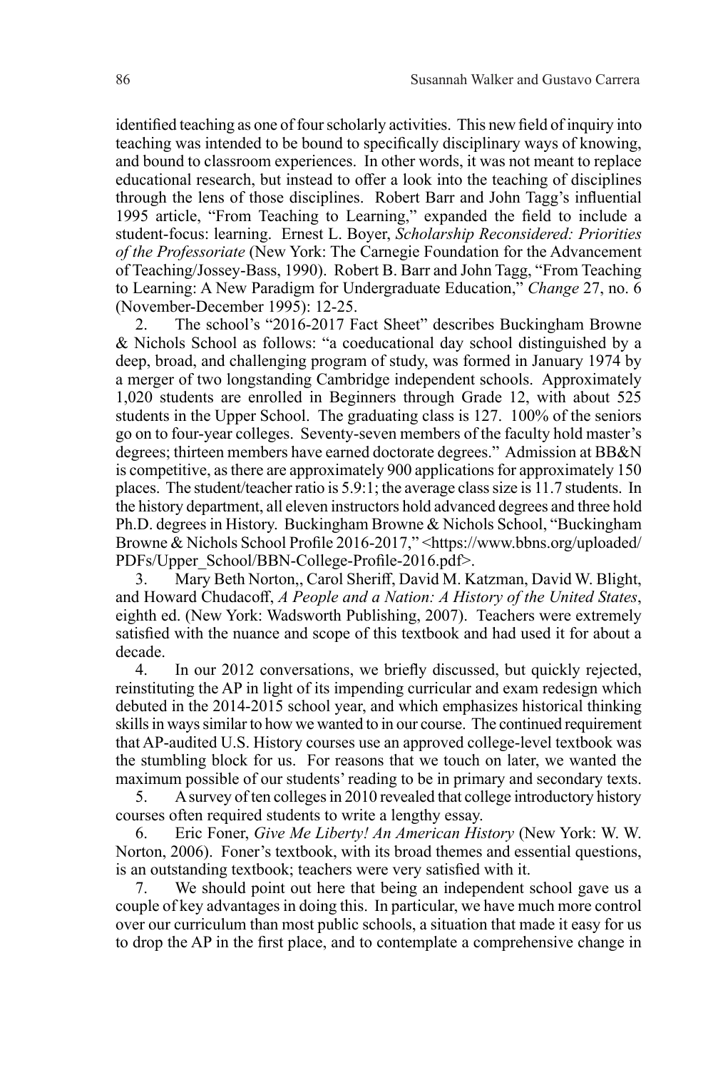identified teaching as one of four scholarly activities. This new field of inquiry into teaching was intended to be bound to specifically disciplinary ways of knowing, and bound to classroom experiences. In other words, it was not meant to replace educational research, but instead to offer a look into the teaching of disciplines through the lens of those disciplines. Robert Barr and John Tagg's influential 1995 article, "From Teaching to Learning," expanded the field to include a student-focus: learning. Ernest L. Boyer, *Scholarship Reconsidered: Priorities of the Professoriate* (New York: The Carnegie Foundation for the Advancement of Teaching/Jossey-Bass, 1990). Robert B. Barr and John Tagg, "From Teaching to Learning: A New Paradigm for Undergraduate Education," *Change* 27, no. 6 (November-December 1995): 12-25.

2. The school's "2016-2017 Fact Sheet" describes Buckingham Browne & Nichols School as follows: "a coeducational day school distinguished by a deep, broad, and challenging program of study, was formed in January 1974 by a merger of two longstanding Cambridge independent schools. Approximately 1,020 students are enrolled in Beginners through Grade 12, with about 525 students in the Upper School. The graduating class is 127. 100% of the seniors go on to four-year colleges. Seventy-seven members of the faculty hold master's degrees; thirteen members have earned doctorate degrees." Admission at BB&N is competitive, as there are approximately 900 applications for approximately 150 places. The student/teacher ratio is 5.9:1; the average class size is 11.7 students. In the history department, all eleven instructors hold advanced degrees and three hold Ph.D. degrees in History. Buckingham Browne & Nichols School, "Buckingham Browne & Nichols School Profile 2016-2017," <https://www.bbns.org/uploaded/PDFs/Upper_School/BBN-College-Profile-2016.pdf>.

3. Mary Beth Norton,, Carol Sheriff, David M. Katzman, David W. Blight, and Howard Chudacoff, *A People and a Nation: A History of the United States*, eighth ed. (New York: Wadsworth Publishing, 2007). Teachers were extremely satisfied with the nuance and scope of this textbook and had used it for about a decade.

4. In our 2012 conversations, we briefly discussed, but quickly rejected, reinstituting the AP in light of its impending curricular and exam redesign which debuted in the 2014-2015 school year, and which emphasizes historical thinking skills in ways similar to how we wanted to in our course. The continued requirement that AP-audited U.S. History courses use an approved college-level textbook was the stumbling block for us. For reasons that we touch on later, we wanted the maximum possible of our students' reading to be in primary and secondary texts.

5. A survey of ten colleges in 2010 revealed that college introductory history courses often required students to write a lengthy essay.

6. Eric Foner, *Give Me Liberty! An American History* (New York: W. W. Norton, 2006). Foner's textbook, with its broad themes and essential questions, is an outstanding textbook; teachers were very satisfied with it.

7. We should point out here that being an independent school gave us a couple of key advantages in doing this. In particular, we have much more control over our curriculum than most public schools, a situation that made it easy for us to drop the AP in the first place, and to contemplate a comprehensive change in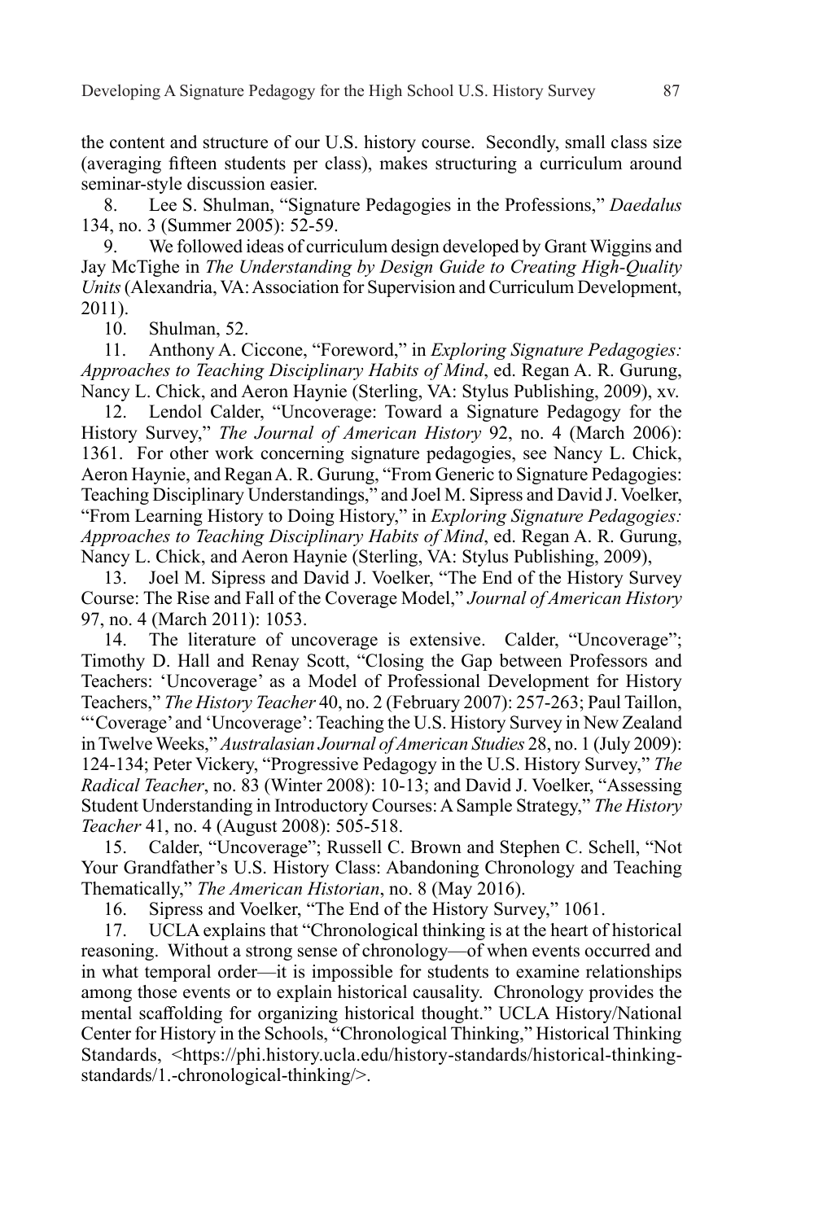the content and structure of our U.S. history course. Secondly, small class size (averaging fifteen students per class), makes structuring a curriculum around seminar-style discussion easier.

8. Lee S. Shulman, "Signature Pedagogies in the Professions," *Daedalus* 134, no. 3 (Summer 2005): 52-59.

9. We followed ideas of curriculum design developed by Grant Wiggins and Jay McTighe in *The Understanding by Design Guide to Creating High-Quality Units* (Alexandria, VA: Association for Supervision and Curriculum Development, 2011).

10. Shulman, 52.

11. Anthony A. Ciccone, "Foreword," in *Exploring Signature Pedagogies: Approaches to Teaching Disciplinary Habits of Mind*, ed. Regan A. R. Gurung, Nancy L. Chick, and Aeron Haynie (Sterling, VA: Stylus Publishing, 2009), xv.

12. Lendol Calder, "Uncoverage: Toward a Signature Pedagogy for the History Survey," *The Journal of American History* 92, no. 4 (March 2006): 1361. For other work concerning signature pedagogies, see Nancy L. Chick, Aeron Haynie, and Regan A. R. Gurung, "From Generic to Signature Pedagogies: Teaching Disciplinary Understandings," and Joel M. Sipress and David J. Voelker, "From Learning History to Doing History," in *Exploring Signature Pedagogies: Approaches to Teaching Disciplinary Habits of Mind*, ed. Regan A. R. Gurung, Nancy L. Chick, and Aeron Haynie (Sterling, VA: Stylus Publishing, 2009),

13. Joel M. Sipress and David J. Voelker, "The End of the History Survey Course: The Rise and Fall of the Coverage Model," *Journal of American History* 97, no. 4 (March 2011): 1053.

14. The literature of uncoverage is extensive. Calder, "Uncoverage"; Timothy D. Hall and Renay Scott, "Closing the Gap between Professors and Teachers: 'Uncoverage' as a Model of Professional Development for History Teachers," *The History Teacher* 40, no. 2 (February 2007): 257-263; Paul Taillon, "'Coverage' and 'Uncoverage': Teaching the U.S. History Survey in New Zealand in Twelve Weeks," *Australasian Journal of American Studies* 28, no. 1 (July 2009): 124-134; Peter Vickery, "Progressive Pedagogy in the U.S. History Survey," *The Radical Teacher*, no. 83 (Winter 2008): 10-13; and David J. Voelker, "Assessing Student Understanding in Introductory Courses: A Sample Strategy," *The History Teacher* 41, no. 4 (August 2008): 505-518.

15. Calder, "Uncoverage"; Russell C. Brown and Stephen C. Schell, "Not Your Grandfather's U.S. History Class: Abandoning Chronology and Teaching Thematically," *The American Historian*, no. 8 (May 2016).

16. Sipress and Voelker, "The End of the History Survey," 1061.

17. UCLA explains that "Chronological thinking is at the heart of historical reasoning. Without a strong sense of chronology—of when events occurred and in what temporal order—it is impossible for students to examine relationships among those events or to explain historical causality. Chronology provides the mental scaffolding for organizing historical thought." UCLA History/National Center for History in the Schools, "Chronological Thinking," Historical Thinking Standards, <https://phi.history.ucla.edu/history-standards/historical-thinking-standards/1.-chronological-thinking/>.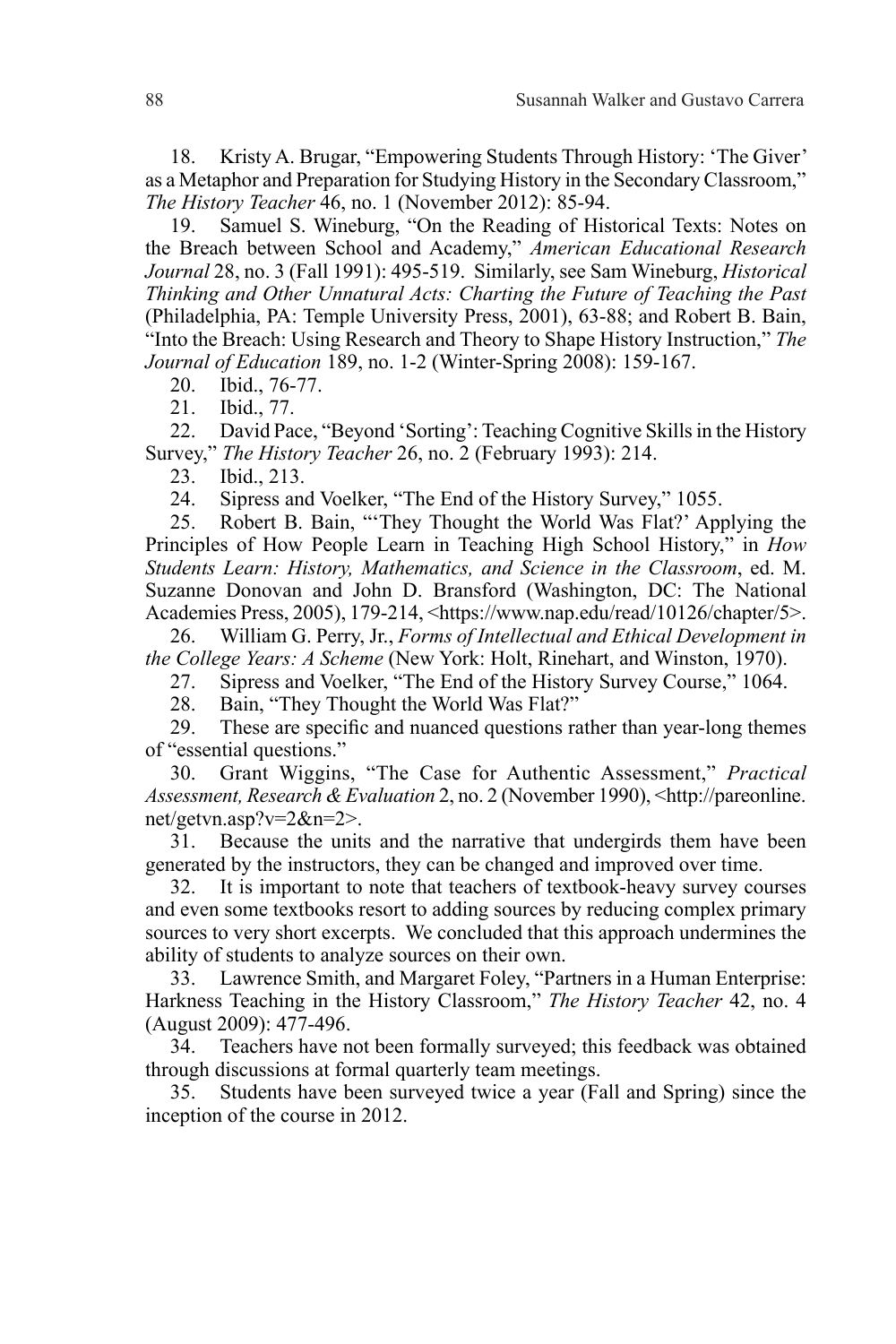18. Kristy A. Brugar, "Empowering Students Through History: 'The Giver' as a Metaphor and Preparation for Studying History in the Secondary Classroom," *The History Teacher* 46, no. 1 (November 2012): 85-94.

19. Samuel S. Wineburg, "On the Reading of Historical Texts: Notes on the Breach between School and Academy," *American Educational Research Journal* 28, no. 3 (Fall 1991): 495-519. Similarly, see Sam Wineburg, *Historical Thinking and Other Unnatural Acts: Charting the Future of Teaching the Past* (Philadelphia, PA: Temple University Press, 2001), 63-88; and Robert B. Bain, "Into the Breach: Using Research and Theory to Shape History Instruction," *The Journal of Education* 189, no. 1-2 (Winter-Spring 2008): 159-167.

20. Ibid., 76-77.

21. Ibid., 77.

22. David Pace, "Beyond 'Sorting': Teaching Cognitive Skills in the History Survey," *The History Teacher* 26, no. 2 (February 1993): 214.

23. Ibid., 213.

24. Sipress and Voelker, "The End of the History Survey," 1055.

25. Robert B. Bain, "'They Thought the World Was Flat?' Applying the Principles of How People Learn in Teaching High School History," in *How Students Learn: History, Mathematics, and Science in the Classroom*, ed. M. Suzanne Donovan and John D. Bransford (Washington, DC: The National Academies Press, 2005), 179-214, <https://www.nap.edu/read/10126/chapter/5>.

26. William G. Perry, Jr., *Forms of Intellectual and Ethical Development in the College Years: A Scheme* (New York: Holt, Rinehart, and Winston, 1970).

27. Sipress and Voelker, "The End of the History Survey Course," 1064.

28. Bain, "They Thought the World Was Flat?"

29. These are specific and nuanced questions rather than year-long themes of "essential questions."

30. Grant Wiggins, "The Case for Authentic Assessment," *Practical Assessment, Research & Evaluation* 2, no. 2 (November 1990), <http://pareonline.net/getvn.asp?v=2&n=2>.

31. Because the units and the narrative that undergirds them have been generated by the instructors, they can be changed and improved over time.

32. It is important to note that teachers of textbook-heavy survey courses and even some textbooks resort to adding sources by reducing complex primary sources to very short excerpts. We concluded that this approach undermines the ability of students to analyze sources on their own.

33. Lawrence Smith, and Margaret Foley, "Partners in a Human Enterprise: Harkness Teaching in the History Classroom," *The History Teacher* 42, no. 4 (August 2009): 477-496.

34. Teachers have not been formally surveyed; this feedback was obtained through discussions at formal quarterly team meetings.

35. Students have been surveyed twice a year (Fall and Spring) since the inception of the course in 2012.